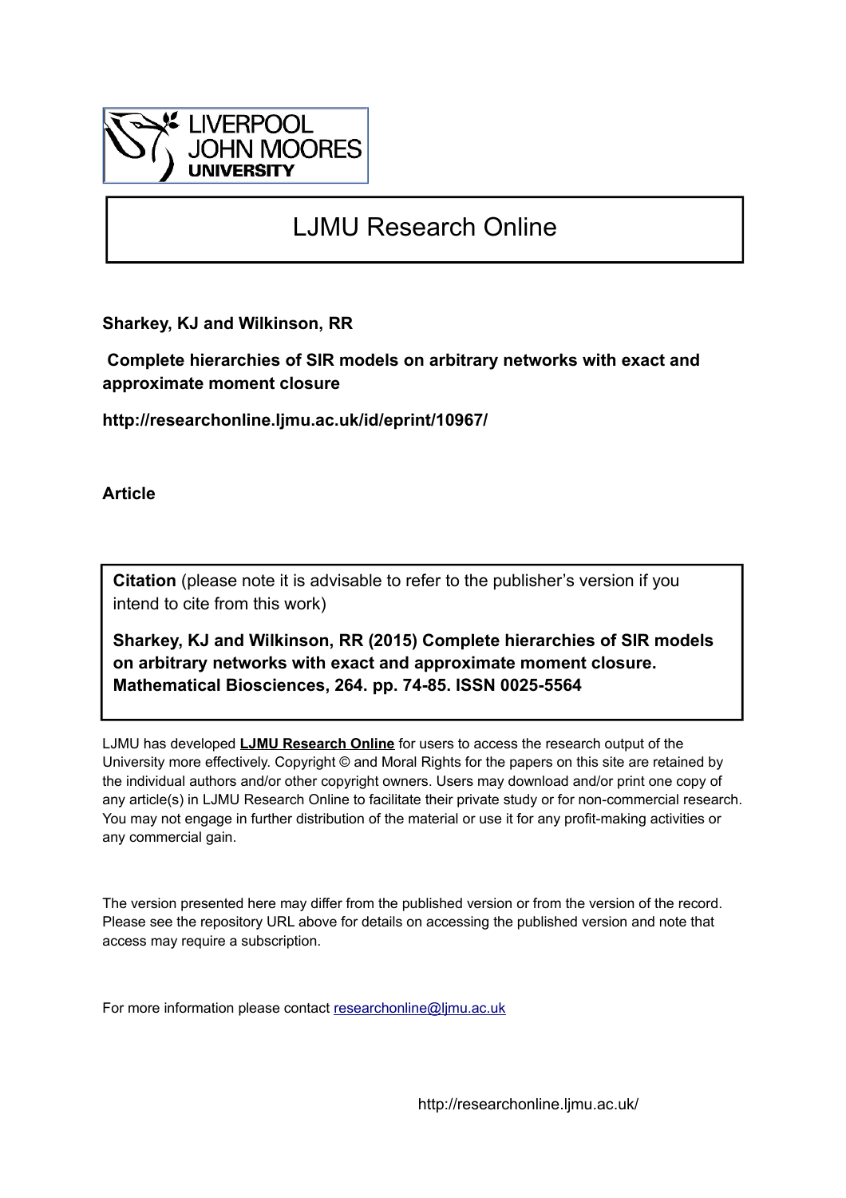LIVERPOOL JOHN MOORES UNIVERSITY

# LJMU Research Online

**Sharkey, KJ and Wilkinson, RR**

**Complete hierarchies of SIR models on arbitrary networks with exact and approximate moment closure**

**http://researchonline.ljmu.ac.uk/id/eprint/10967/**

**Article**

**Citation** (please note it is advisable to refer to the publisher's version if you intend to cite from this work)

**Sharkey, KJ and Wilkinson, RR (2015) Complete hierarchies of SIR models on arbitrary networks with exact and approximate moment closure. Mathematical Biosciences, 264. pp. 74-85. ISSN 0025-5564**

LJMU has developed **LJMU Research Online** for users to access the research output of the University more effectively. Copyright © and Moral Rights for the papers on this site are retained by the individual authors and/or other copyright owners. Users may download and/or print one copy of any article(s) in LJMU Research Online to facilitate their private study or for non-commercial research. You may not engage in further distribution of the material or use it for any profit-making activities or any commercial gain.

The version presented here may differ from the published version or from the version of the record. Please see the repository URL above for details on accessing the published version and note that access may require a subscription.

For more information please contact researchonline@ljmu.ac.uk

http://researchonline.ljmu.ac.uk/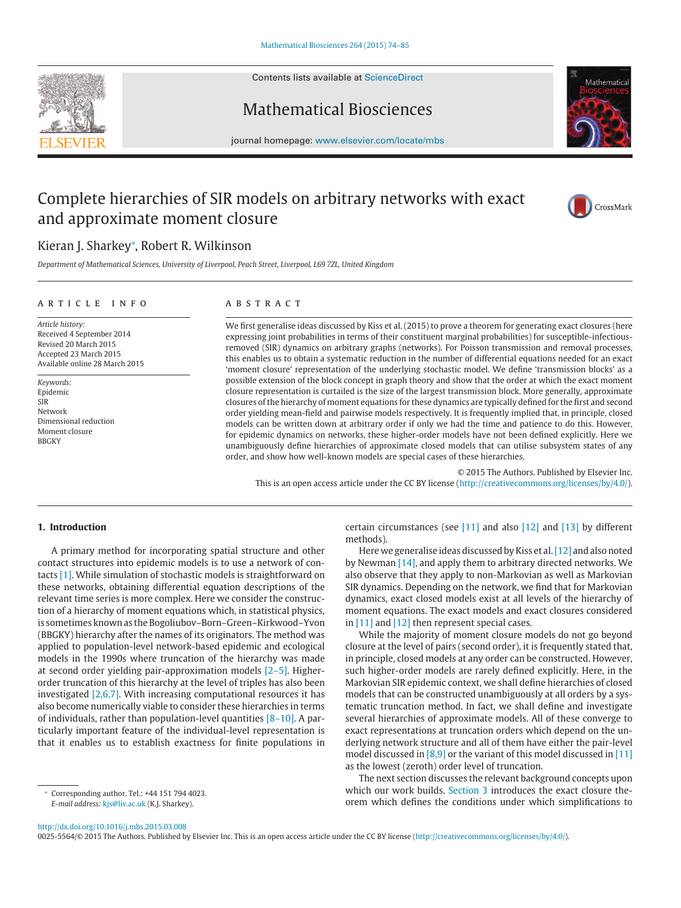# Complete hierarchies of SIR models on arbitrary networks with exact and approximate moment closure

Kieran J. Sharkey*, Robert R. Wilkinson

*Department of Mathematical Sciences, University of Liverpool, Peach Street, Liverpool, L69 7ZL, United Kingdom*

## ARTICLE INFO

*Article history:*
Received 4 September 2014
Revised 20 March 2015
Accepted 23 March 2015
Available online 28 March 2015

*Keywords:*
Epidemic
SIR
Network
Dimensional reduction
Moment closure
BBGKY

## ABSTRACT

We first generalise ideas discussed by Kiss et al. (2015) to prove a theorem for generating exact closures (here expressing joint probabilities in terms of their constituent marginal probabilities) for susceptible-infectious-removed (SIR) dynamics on arbitrary graphs (networks). For Poisson transmission and removal processes, this enables us to obtain a systematic reduction in the number of differential equations needed for an exact 'moment closure' representation of the underlying stochastic model. We define 'transmission blocks' as a possible extension of the block concept in graph theory and show that the order at which the exact moment closure representation is curtailed is the size of the largest transmission block. More generally, approximate closures of the hierarchy of moment equations for these dynamics are typically defined for the first and second order yielding mean-field and pairwise models respectively. It is frequently implied that, in principle, closed models can be written down at arbitrary order if only we had the time and patience to do this. However, for epidemic dynamics on networks, these higher-order models have not been defined explicitly. Here we unambiguously define hierarchies of approximate closed models that can utilise subsystem states of any order, and show how well-known models are special cases of these hierarchies.

© 2015 The Authors. Published by Elsevier Inc.
This is an open access article under the CC BY license (http://creativecommons.org/licenses/by/4.0/).

## 1. Introduction

A primary method for incorporating spatial structure and other contact structures into epidemic models is to use a network of contacts [1]. While simulation of stochastic models is straightforward on these networks, obtaining differential equation descriptions of the relevant time series is more complex. Here we consider the construction of a hierarchy of moment equations which, in statistical physics, is sometimes known as the Bogoliubov–Born–Green–Kirkwood–Yvon (BBGKY) hierarchy after the names of its originators. The method was applied to population-level network-based epidemic and ecological models in the 1990s where truncation of the hierarchy was made at second order yielding pair-approximation models [2–5]. Higher-order truncation of this hierarchy at the level of triples has also been investigated [2,6,7]. With increasing computational resources it has also become numerically viable to consider these hierarchies in terms of individuals, rather than population-level quantities [8–10]. A particularly important feature of the individual-level representation is that it enables us to establish exactness for finite populations in certain circumstances (see [11] and also [12] and [13] by different methods).

Here we generalise ideas discussed by Kiss et al. [12] and also noted by Newman [14], and apply them to arbitrary directed networks. We also observe that they apply to non-Markovian as well as Markovian SIR dynamics. Depending on the network, we find that for Markovian dynamics, exact closed models exist at all levels of the hierarchy of moment equations. The exact models and exact closures considered in [11] and [12] then represent special cases.

While the majority of moment closure models do not go beyond closure at the level of pairs (second order), it is frequently stated that, in principle, closed models at any order can be constructed. However, such higher-order models are rarely defined explicitly. Here, in the Markovian SIR epidemic context, we shall define hierarchies of closed models that can be constructed unambiguously at all orders by a systematic truncation method. In fact, we shall define and investigate several hierarchies of approximate models. All of these converge to exact representations at truncation orders which depend on the underlying network structure and all of them have either the pair-level model discussed in [8,9] or the variant of this model discussed in [11] as the lowest (zeroth) order level of truncation.

The next section discusses the relevant background concepts upon which our work builds. Section 3 introduces the exact closure theorem which defines the conditions under which simplifications to

* Corresponding author. Tel.: +44 151 794 4023.
*E-mail address:* kjs@liv.ac.uk (K.J. Sharkey).

http://dx.doi.org/10.1016/j.mbs.2015.03.008
0025-5564/© 2015 The Authors. Published by Elsevier Inc. This is an open access article under the CC BY license (http://creativecommons.org/licenses/by/4.0/).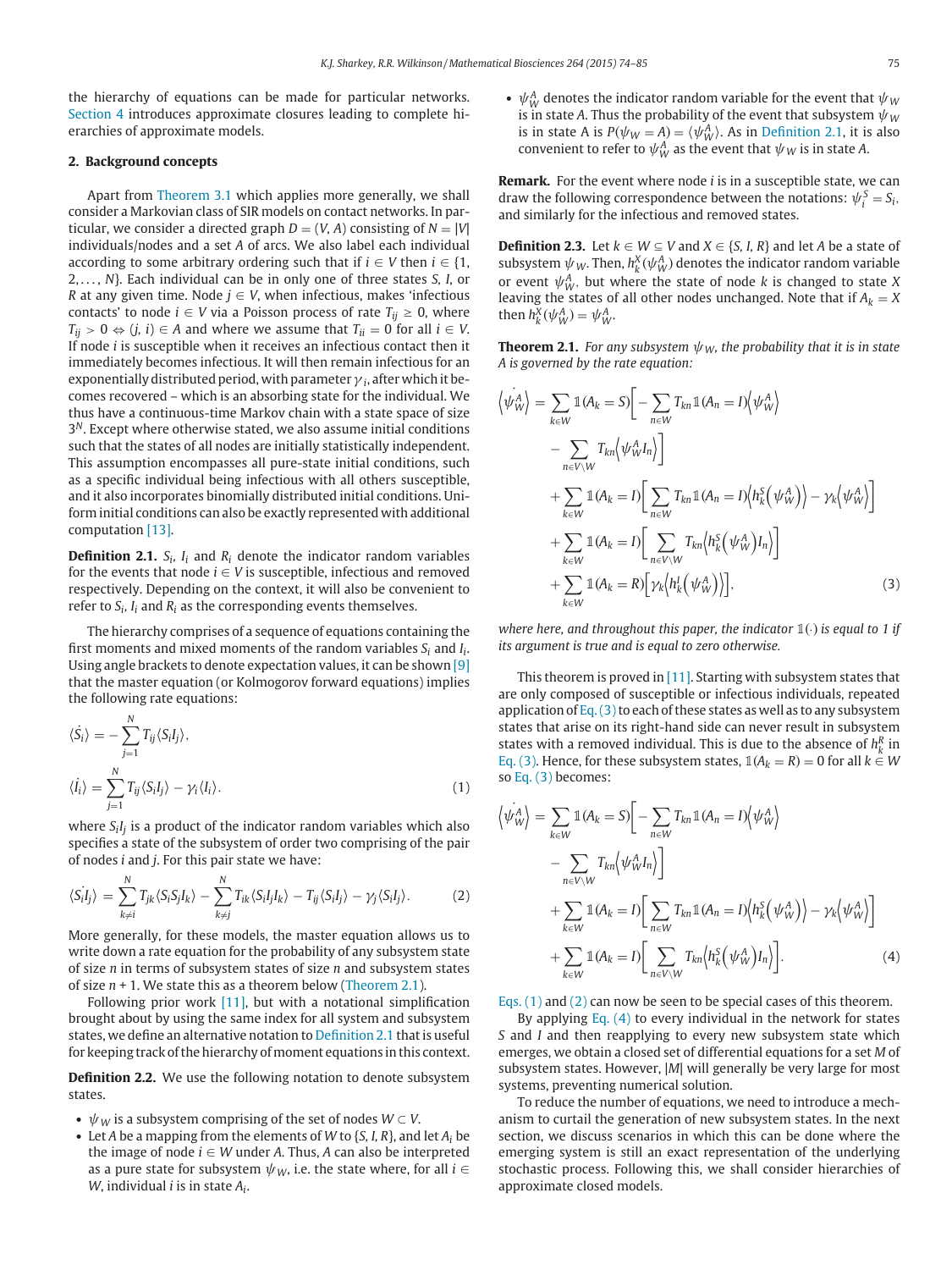the hierarchy of equations can be made for particular networks. Section 4 introduces approximate closures leading to complete hierarchies of approximate models.

## 2. Background concepts

Apart from Theorem 3.1 which applies more generally, we shall consider a Markovian class of SIR models on contact networks. In particular, we consider a directed graph $D = (V, A)$ consisting of $N = |V|$ individuals/nodes and a set $A$ of arcs. We also label each individual according to some arbitrary ordering such that if $i \in V$ then $i \in \{1, 2, \ldots, N\}$. Each individual can be in only one of three states $S$, $I$, or $R$ at any given time. Node $j \in V$, when infectious, makes 'infectious contacts' to node $i \in V$ via a Poisson process of rate $T_{ij} \geq 0$, where $T_{ij} > 0 \Leftrightarrow (j, i) \in A$ and where we assume that $T_{ii} = 0$ for all $i \in V$. If node $i$ is susceptible when it receives an infectious contact then it immediately becomes infectious. It will then remain infectious for an exponentially distributed period, with parameter $\gamma_i$, after which it becomes recovered – which is an absorbing state for the individual. We thus have a continuous-time Markov chain with a state space of size $3^N$. Except where otherwise stated, we also assume initial conditions such that the states of all nodes are initially statistically independent. This assumption encompasses all pure-state initial conditions, such as a specific individual being infectious with all others susceptible, and it also incorporates binomially distributed initial conditions. Uniform initial conditions can also be exactly represented with additional computation [13].

**Definition 2.1.** $S_i$, $I_i$ and $R_i$ denote the indicator random variables for the events that node $i \in V$ is susceptible, infectious and removed respectively. Depending on the context, it will also be convenient to refer to $S_i$, $I_i$ and $R_i$ as the corresponding events themselves.

The hierarchy comprises of a sequence of equations containing the first moments and mixed moments of the random variables $S_i$ and $I_i$. Using angle brackets to denote expectation values, it can be shown [9] that the master equation (or Kolmogorov forward equations) implies the following rate equations:

$$\dot{\langle S_i \rangle} = -\sum_{j=1}^{N} T_{ij} \langle S_i I_j \rangle,$$

$$\dot{\langle I_i \rangle} = \sum_{j=1}^{N} T_{ij} \langle S_i I_j \rangle - \gamma_i \langle I_i \rangle. \tag{1}$$

where $S_i I_j$ is a product of the indicator random variables which also specifies a state of the subsystem of order two comprising of the pair of nodes $i$ and $j$. For this pair state we have:

$$\dot{\langle S_i I_j \rangle} = \sum_{k \neq i}^{N} T_{jk} \langle S_i S_j I_k \rangle - \sum_{k \neq j}^{N} T_{ik} \langle S_i I_j I_k \rangle - T_{ij} \langle S_i I_j \rangle - \gamma_j \langle S_i I_j \rangle. \tag{2}$$

More generally, for these models, the master equation allows us to write down a rate equation for the probability of any subsystem state of size $n$ in terms of subsystem states of size $n$ and subsystem states of size $n + 1$. We state this as a theorem below (Theorem 2.1).

Following prior work [11], but with a notational simplification brought about by using the same index for all system and subsystem states, we define an alternative notation to Definition 2.1 that is useful for keeping track of the hierarchy of moment equations in this context.

**Definition 2.2.** We use the following notation to denote subsystem states.

- $\psi_W$ is a subsystem comprising of the set of nodes $W \subset V$.
- Let $A$ be a mapping from the elements of $W$ to $\{S, I, R\}$, and let $A_i$ be the image of node $i \in W$ under $A$. Thus, $A$ can also be interpreted as a pure state for subsystem $\psi_W$, i.e. the state where, for all $i \in W$, individual $i$ is in state $A_i$.
- $\psi_W^A$ denotes the indicator random variable for the event that $\psi_W$ is in state $A$. Thus the probability of the event that subsystem $\psi_W$ is in state A is $P(\psi_W = A) = \langle \psi_W^A \rangle$. As in Definition 2.1, it is also convenient to refer to $\psi_W^A$ as the event that $\psi_W$ is in state $A$.

**Remark.** For the event where node $i$ is in a susceptible state, we can draw the following correspondence between the notations: $\psi_i^S = S_i$, and similarly for the infectious and removed states.

**Definition 2.3.** Let $k \in W \subseteq V$ and $X \in \{S, I, R\}$ and let $A$ be a state of subsystem $\psi_W$. Then, $h_k^X(\psi_W^A)$ denotes the indicator random variable or event $\psi_W^A$, but where the state of node $k$ is changed to state $X$ leaving the states of all other nodes unchanged. Note that if $A_k = X$ then $h_k^X(\psi_W^A) = \psi_W^A$.

**Theorem 2.1.** *For any subsystem $\psi_W$, the probability that it is in state $A$ is governed by the rate equation:*

$$\begin{aligned}
\dot{\left\langle \psi_W^A \right\rangle} = &\sum_{k \in W} \mathbb{1}(A_k = S)\Bigg[-\sum_{n \in W} T_{kn} \mathbb{1}(A_n = I)\left\langle \psi_W^A \right\rangle \\
&- \sum_{n \in V \setminus W} T_{kn} \left\langle \psi_W^A I_n \right\rangle\Bigg] \\
&+ \sum_{k \in W} \mathbb{1}(A_k = I)\Bigg[\sum_{n \in W} T_{kn} \mathbb{1}(A_n = I)\left\langle h_k^S\left(\psi_W^A\right)\right\rangle - \gamma_k \left\langle \psi_W^A \right\rangle\Bigg] \\
&+ \sum_{k \in W} \mathbb{1}(A_k = I)\Bigg[\sum_{n \in V \setminus W} T_{kn} \left\langle h_k^S\left(\psi_W^A\right) I_n \right\rangle\Bigg] \\
&+ \sum_{k \in W} \mathbb{1}(A_k = R)\left[\gamma_k \left\langle h_k^I\left(\psi_W^A\right)\right\rangle\right],
\end{aligned} \tag{3}$$

*where here, and throughout this paper, the indicator $\mathbb{1}(\cdot)$ is equal to 1 if its argument is true and is equal to zero otherwise.*

This theorem is proved in [11]. Starting with subsystem states that are only composed of susceptible or infectious individuals, repeated application of Eq. (3) to each of these states as well as to any subsystem states that arise on its right-hand side can never result in subsystem states with a removed individual. This is due to the absence of $h_k^R$ in Eq. (3). Hence, for these subsystem states, $\mathbb{1}(A_k = R) = 0$ for all $k \in W$ so Eq. (3) becomes:

$$\begin{aligned}
\dot{\left\langle \psi_W^A \right\rangle} = &\sum_{k \in W} \mathbb{1}(A_k = S)\Bigg[-\sum_{n \in W} T_{kn} \mathbb{1}(A_n = I)\left\langle \psi_W^A \right\rangle \\
&- \sum_{n \in V \setminus W} T_{kn} \left\langle \psi_W^A I_n \right\rangle\Bigg] \\
&+ \sum_{k \in W} \mathbb{1}(A_k = I)\Bigg[\sum_{n \in W} T_{kn} \mathbb{1}(A_n = I)\left\langle h_k^S\left(\psi_W^A\right)\right\rangle - \gamma_k \left\langle \psi_W^A \right\rangle\Bigg] \\
&+ \sum_{k \in W} \mathbb{1}(A_k = I)\Bigg[\sum_{n \in V \setminus W} T_{kn} \left\langle h_k^S\left(\psi_W^A\right) I_n \right\rangle\Bigg].
\end{aligned} \tag{4}$$

Eqs. (1) and (2) can now be seen to be special cases of this theorem.

By applying Eq. (4) to every individual in the network for states $S$ and $I$ and then reapplying to every new subsystem state which emerges, we obtain a closed set of differential equations for a set $M$ of subsystem states. However, $|M|$ will generally be very large for most systems, preventing numerical solution.

To reduce the number of equations, we need to introduce a mechanism to curtail the generation of new subsystem states. In the next section, we discuss scenarios in which this can be done where the emerging system is still an exact representation of the underlying stochastic process. Following this, we shall consider hierarchies of approximate closed models.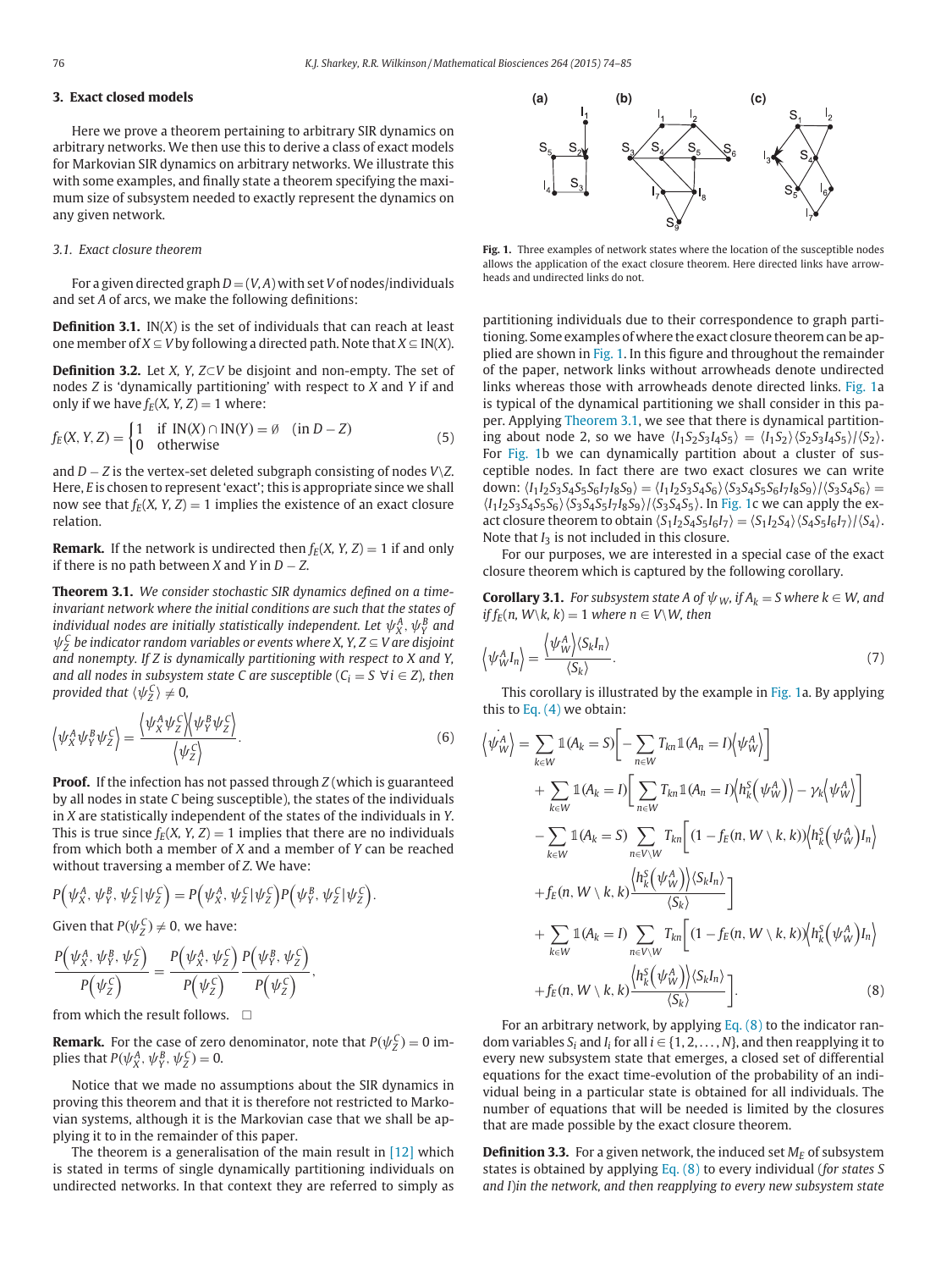## 3. Exact closed models

Here we prove a theorem pertaining to arbitrary SIR dynamics on arbitrary networks. We then use this to derive a class of exact models for Markovian SIR dynamics on arbitrary networks. We illustrate this with some examples, and finally state a theorem specifying the maximum size of subsystem needed to exactly represent the dynamics on any given network.

### 3.1. Exact closure theorem

For a given directed graph $D = (V, A)$ with set $V$ of nodes/individuals and set $A$ of arcs, we make the following definitions:

**Definition 3.1.** IN($X$) is the set of individuals that can reach at least one member of $X \subseteq V$ by following a directed path. Note that $X \subseteq \text{IN}(X)$.

**Definition 3.2.** Let $X$, $Y$, $Z \subset V$ be disjoint and non-empty. The set of nodes $Z$ is 'dynamically partitioning' with respect to $X$ and $Y$ if and only if we have $f_E(X, Y, Z) = 1$ where:

$$f_E(X, Y, Z) = \begin{cases} 1 & \text{if } \text{IN}(X) \cap \text{IN}(Y) = \emptyset \quad (\text{in } D - Z) \\ 0 & \text{otherwise} \end{cases} \tag{5}$$

and $D - Z$ is the vertex-set deleted subgraph consisting of nodes $V \backslash Z$. Here, $E$ is chosen to represent 'exact'; this is appropriate since we shall now see that $f_E(X, Y, Z) = 1$ implies the existence of an exact closure relation.

**Remark.** If the network is undirected then $f_E(X, Y, Z) = 1$ if and only if there is no path between $X$ and $Y$ in $D - Z$.

**Theorem 3.1.** *We consider stochastic SIR dynamics defined on a time-invariant network where the initial conditions are such that the states of individual nodes are initially statistically independent. Let $\psi_X^A$, $\psi_Y^B$ and $\psi_Z^C$ be indicator random variables or events where $X$, $Y$, $Z \subseteq V$ are disjoint and nonempty. If $Z$ is dynamically partitioning with respect to $X$ and $Y$, and all nodes in subsystem state $C$ are susceptible ($C_i = S \ \forall i \in Z$), then provided that $\langle \psi_Z^C \rangle \neq 0$,*

$$\left\langle \psi_X^A \psi_Y^B \psi_Z^C \right\rangle = \frac{\left\langle \psi_X^A \psi_Z^C \right\rangle \left\langle \psi_Y^B \psi_Z^C \right\rangle}{\left\langle \psi_Z^C \right\rangle}. \tag{6}$$

**Proof.** If the infection has not passed through $Z$ (which is guaranteed by all nodes in state $C$ being susceptible), the states of the individuals in $X$ are statistically independent of the states of the individuals in $Y$. This is true since $f_E(X, Y, Z) = 1$ implies that there are no individuals from which both a member of $X$ and a member of $Y$ can be reached without traversing a member of $Z$. We have:

$$P\left(\psi_X^A, \psi_Y^B, \psi_Z^C | \psi_Z^C\right) = P\left(\psi_X^A, \psi_Z^C | \psi_Z^C\right) P\left(\psi_Y^B, \psi_Z^C | \psi_Z^C\right).$$

Given that $P(\psi_Z^C) \neq 0$, we have:

$$\frac{P\left(\psi_X^A, \psi_Y^B, \psi_Z^C\right)}{P\left(\psi_Z^C\right)} = \frac{P\left(\psi_X^A, \psi_Z^C\right)}{P\left(\psi_Z^C\right)} \frac{P\left(\psi_Y^B, \psi_Z^C\right)}{P\left(\psi_Z^C\right)},$$

from which the result follows. □

**Remark.** For the case of zero denominator, note that $P(\psi_Z^C) = 0$ implies that $P(\psi_X^A, \psi_Y^B, \psi_Z^C) = 0$.

Notice that we made no assumptions about the SIR dynamics in proving this theorem and that it is therefore not restricted to Markovian systems, although it is the Markovian case that we shall be applying it to in the remainder of this paper.

The theorem is a generalisation of the main result in [12] which is stated in terms of single dynamically partitioning individuals on undirected networks. In that context they are referred to simply as partitioning individuals due to their correspondence to graph partitioning. Some examples of where the exact closure theorem can be applied are shown in Fig. 1. In this figure and throughout the remainder of the paper, network links without arrowheads denote undirected links whereas those with arrowheads denote directed links. Fig. 1a is typical of the dynamical partitioning we shall consider in this paper. Applying Theorem 3.1, we see that there is dynamical partitioning about node 2, so we have $\langle I_1 S_2 S_3 I_4 S_5 \rangle = \langle I_1 S_2 \rangle \langle S_2 S_3 I_4 S_5 \rangle / \langle S_2 \rangle$. For Fig. 1b we can dynamically partition about a cluster of susceptible nodes. In fact there are two exact closures we can write down: $\langle I_1 I_2 S_3 S_4 S_5 S_6 I_7 I_8 S_9 \rangle = \langle I_1 I_2 S_3 S_4 S_6 \rangle \langle S_3 S_4 S_5 S_6 I_7 I_8 S_9 \rangle / \langle S_3 S_4 S_6 \rangle = \langle I_1 I_2 S_3 S_4 S_5 S_6 \rangle \langle S_3 S_4 S_5 I_7 I_8 S_9 \rangle / \langle S_3 S_4 S_5 \rangle$. In Fig. 1c we can apply the exact closure theorem to obtain $\langle S_1 I_2 S_4 S_5 I_6 I_7 \rangle = \langle S_1 I_2 S_4 \rangle \langle S_4 S_5 I_6 I_7 \rangle / \langle S_4 \rangle$. Note that $I_3$ is not included in this closure.

**Fig. 1.** Three examples of network states where the location of the susceptible nodes allows the application of the exact closure theorem. Here directed links have arrowheads and undirected links do not.

For our purposes, we are interested in a special case of the exact closure theorem which is captured by the following corollary.

**Corollary 3.1.** *For subsystem state $A$ of $\psi_W$, if $A_k = S$ where $k \in W$, and if $f_E(n, W \backslash k, k) = 1$ where $n \in V \backslash W$, then*

$$\left\langle \psi_W^A I_n \right\rangle = \frac{\left\langle \psi_W^A \right\rangle \langle S_k I_n \rangle}{\langle S_k \rangle}. \tag{7}$$

This corollary is illustrated by the example in Fig. 1a. By applying this to Eq. (4) we obtain:

$$\begin{aligned}
\dot{\left\langle \psi_W^A \right\rangle} = & \sum_{k \in W} \mathbb{1}(A_k = S) \left[ - \sum_{n \in W} T_{kn} \mathbb{1}(A_n = I) \left\langle \psi_W^A \right\rangle \right] \\
& + \sum_{k \in W} \mathbb{1}(A_k = I) \left[ \sum_{n \in W} T_{kn} \mathbb{1}(A_n = I) \left\langle h_k^S\left(\psi_W^A\right) \right\rangle - \gamma_k \left\langle \psi_W^A \right\rangle \right] \\
& - \sum_{k \in W} \mathbb{1}(A_k = S) \sum_{n \in V \backslash W} T_{kn} \left[ (1 - f_E(n, W \setminus k, k)) \left\langle h_k^S\left(\psi_W^A\right) I_n \right\rangle \right. \\
& \left. + f_E(n, W \setminus k, k) \frac{\left\langle h_k^S\left(\psi_W^A\right) \right\rangle \langle S_k I_n \rangle}{\langle S_k \rangle} \right] \\
& + \sum_{k \in W} \mathbb{1}(A_k = I) \sum_{n \in V \backslash W} T_{kn} \left[ (1 - f_E(n, W \setminus k, k)) \left\langle h_k^S\left(\psi_W^A\right) I_n \right\rangle \right. \\
& \left. + f_E(n, W \setminus k, k) \frac{\left\langle h_k^S\left(\psi_W^A\right) \right\rangle \langle S_k I_n \rangle}{\langle S_k \rangle} \right].
\end{aligned} \tag{8}$$

For an arbitrary network, by applying Eq. (8) to the indicator random variables $S_i$ and $I_i$ for all $i \in \{1, 2, \ldots, N\}$, and then reapplying it to every new subsystem state that emerges, a closed set of differential equations for the exact time-evolution of the probability of an individual being in a particular state is obtained for all individuals. The number of equations that will be needed is limited by the closures that are made possible by the exact closure theorem.

**Definition 3.3.** For a given network, the induced set $M_E$ of subsystem states is obtained by applying Eq. (8) to every individual (*for states S and I*)*in the network, and then reapplying to every new subsystem state*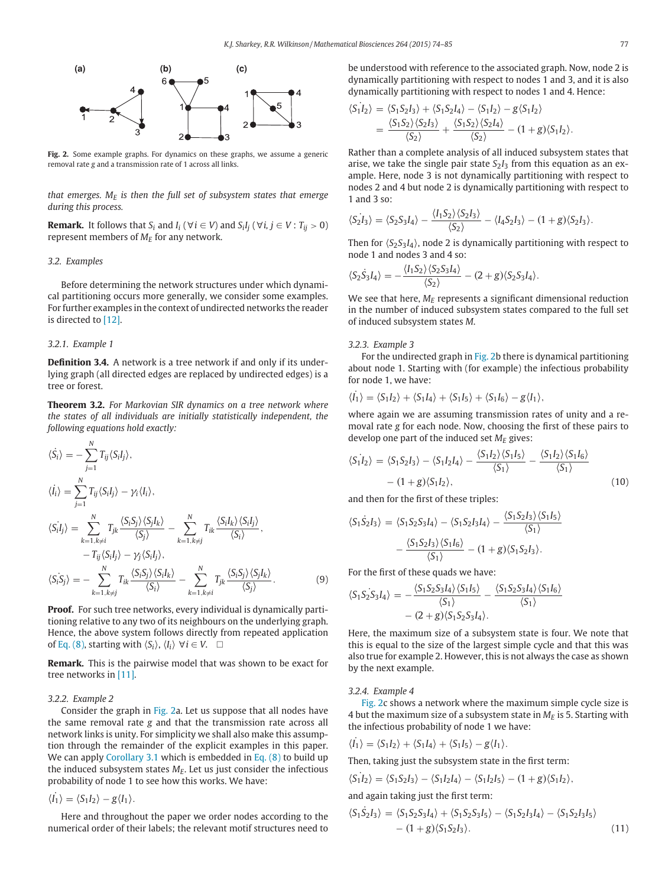Fig. 2. Some example graphs. For dynamics on these graphs, we assume a generic removal rate $g$ and a transmission rate of 1 across all links.

*that emerges. $M_E$ is then the full set of subsystem states that emerge during this process.*

**Remark.** It follows that $S_i$ and $I_i$ ($\forall i \in V$) and $S_iI_j$ ($\forall i, j \in V : T_{ij} > 0$) represent members of $M_E$ for any network.

### 3.2. Examples

Before determining the network structures under which dynamical partitioning occurs more generally, we consider some examples. For further examples in the context of undirected networks the reader is directed to [12].

#### 3.2.1. Example 1

**Definition 3.4.** A network is a tree network if and only if its underlying graph (all directed edges are replaced by undirected edges) is a tree or forest.

**Theorem 3.2.** *For Markovian SIR dynamics on a tree network where the states of all individuals are initially statistically independent, the following equations hold exactly:*

$$\dot{\langle S_i \rangle} = -\sum_{j=1}^{N} T_{ij}\langle S_i I_j \rangle,$$

$$\dot{\langle I_i \rangle} = \sum_{j=1}^{N} T_{ij}\langle S_i I_j \rangle - \gamma_i \langle I_i \rangle,$$

$$\dot{\langle S_i I_j \rangle} = \sum_{k=1, k\neq i}^{N} T_{jk}\frac{\langle S_i S_j \rangle \langle S_j I_k \rangle}{\langle S_j \rangle} - \sum_{k=1, k\neq j}^{N} T_{ik}\frac{\langle S_i I_k \rangle \langle S_i I_j \rangle}{\langle S_i \rangle}, - T_{ij}\langle S_i I_j \rangle - \gamma_j \langle S_i I_j \rangle,$$

$$\dot{\langle S_i S_j \rangle} = -\sum_{k=1, k\neq j}^{N} T_{ik}\frac{\langle S_i S_j \rangle \langle S_i I_k \rangle}{\langle S_i \rangle} - \sum_{k=1, k\neq i}^{N} T_{jk}\frac{\langle S_i S_j \rangle \langle S_j I_k \rangle}{\langle S_j \rangle}. \quad (9)$$

**Proof.** For such tree networks, every individual is dynamically partitioning relative to any two of its neighbours on the underlying graph. Hence, the above system follows directly from repeated application of Eq. (8), starting with $\langle S_i \rangle$, $\langle I_i \rangle$ $\forall i \in V$. □

**Remark.** This is the pairwise model that was shown to be exact for tree networks in [11].

#### 3.2.2. Example 2

Consider the graph in Fig. 2a. Let us suppose that all nodes have the same removal rate $g$ and that the transmission rate across all network links is unity. For simplicity we shall also make this assumption through the remainder of the explicit examples in this paper. We can apply Corollary 3.1 which is embedded in Eq. (8) to build up the induced subsystem states $M_E$. Let us just consider the infectious probability of node 1 to see how this works. We have:

$$\dot{\langle I_1 \rangle} = \langle S_1 I_2 \rangle - g\langle I_1 \rangle.$$

Here and throughout the paper we order nodes according to the numerical order of their labels; the relevant motif structures need to be understood with reference to the associated graph. Now, node 2 is dynamically partitioning with respect to nodes 1 and 3, and it is also dynamically partitioning with respect to nodes 1 and 4. Hence:

$$\dot{\langle S_1 I_2 \rangle} = \langle S_1 S_2 I_3 \rangle + \langle S_1 S_2 I_4 \rangle - \langle S_1 I_2 \rangle - g\langle S_1 I_2 \rangle = \frac{\langle S_1 S_2 \rangle \langle S_2 I_3 \rangle}{\langle S_2 \rangle} + \frac{\langle S_1 S_2 \rangle \langle S_2 I_4 \rangle}{\langle S_2 \rangle} - (1+g)\langle S_1 I_2 \rangle.$$

Rather than a complete analysis of all induced subsystem states that arise, we take the single pair state $S_2I_3$ from this equation as an example. Here, node 3 is not dynamically partitioning with respect to nodes 2 and 4 but node 2 is dynamically partitioning with respect to 1 and 3 so:

$$\dot{\langle S_2 I_3 \rangle} = \langle S_2 S_3 I_4 \rangle - \frac{\langle I_1 S_2 \rangle \langle S_2 I_3 \rangle}{\langle S_2 \rangle} - \langle I_4 S_2 I_3 \rangle - (1+g)\langle S_2 I_3 \rangle.$$

Then for $\langle S_2 S_3 I_4 \rangle$, node 2 is dynamically partitioning with respect to node 1 and nodes 3 and 4 so:

$$\dot{\langle S_2 S_3 I_4 \rangle} = -\frac{\langle I_1 S_2 \rangle \langle S_2 S_3 I_4 \rangle}{\langle S_2 \rangle} - (2+g)\langle S_2 S_3 I_4 \rangle.$$

We see that here, $M_E$ represents a significant dimensional reduction in the number of induced subsystem states compared to the full set of induced subsystem states $M$.

#### 3.2.3. Example 3

For the undirected graph in Fig. 2b there is dynamical partitioning about node 1. Starting with (for example) the infectious probability for node 1, we have:

$$\dot{\langle I_1 \rangle} = \langle S_1 I_2 \rangle + \langle S_1 I_4 \rangle + \langle S_1 I_5 \rangle + \langle S_1 I_6 \rangle - g\langle I_1 \rangle,$$

where again we are assuming transmission rates of unity and a removal rate $g$ for each node. Now, choosing the first of these pairs to develop one part of the induced set $M_E$ gives:

$$\dot{\langle S_1 I_2 \rangle} = \langle S_1 S_2 I_3 \rangle - \langle S_1 I_2 I_4 \rangle - \frac{\langle S_1 I_2 \rangle \langle S_1 I_5 \rangle}{\langle S_1 \rangle} - \frac{\langle S_1 I_2 \rangle \langle S_1 I_6 \rangle}{\langle S_1 \rangle} - (1+g)\langle S_1 I_2 \rangle, \quad (10)$$

and then for the first of these triples:

$$\dot{\langle S_1 S_2 I_3 \rangle} = \langle S_1 S_2 S_3 I_4 \rangle - \langle S_1 S_2 I_3 I_4 \rangle - \frac{\langle S_1 S_2 I_3 \rangle \langle S_1 I_5 \rangle}{\langle S_1 \rangle} - \frac{\langle S_1 S_2 I_3 \rangle \langle S_1 I_6 \rangle}{\langle S_1 \rangle} - (1+g)\langle S_1 S_2 I_3 \rangle.$$

For the first of these quads we have:

$$\dot{\langle S_1 S_2 S_3 I_4 \rangle} = -\frac{\langle S_1 S_2 S_3 I_4 \rangle \langle S_1 I_5 \rangle}{\langle S_1 \rangle} - \frac{\langle S_1 S_2 S_3 I_4 \rangle \langle S_1 I_6 \rangle}{\langle S_1 \rangle} - (2+g)\langle S_1 S_2 S_3 I_4 \rangle.$$

Here, the maximum size of a subsystem state is four. We note that this is equal to the size of the largest simple cycle and that this was also true for example 2. However, this is not always the case as shown by the next example.

#### 3.2.4. Example 4

Fig. 2c shows a network where the maximum simple cycle size is 4 but the maximum size of a subsystem state in $M_E$ is 5. Starting with the infectious probability of node 1 we have:

$$\dot{\langle I_1 \rangle} = \langle S_1 I_2 \rangle + \langle S_1 I_4 \rangle + \langle S_1 I_5 \rangle - g\langle I_1 \rangle.$$

Then, taking just the subsystem state in the first term:

$$\dot{\langle S_1 I_2 \rangle} = \langle S_1 S_2 I_3 \rangle - \langle S_1 I_2 I_4 \rangle - \langle S_1 I_2 I_5 \rangle - (1+g)\langle S_1 I_2 \rangle,$$

and again taking just the first term:

$$\dot{\langle S_1 S_2 I_3 \rangle} = \langle S_1 S_2 S_3 I_4 \rangle + \langle S_1 S_2 S_3 I_5 \rangle - \langle S_1 S_2 I_3 I_4 \rangle - \langle S_1 S_2 I_3 I_5 \rangle - (1+g)\langle S_1 S_2 I_3 \rangle. \quad (11)$$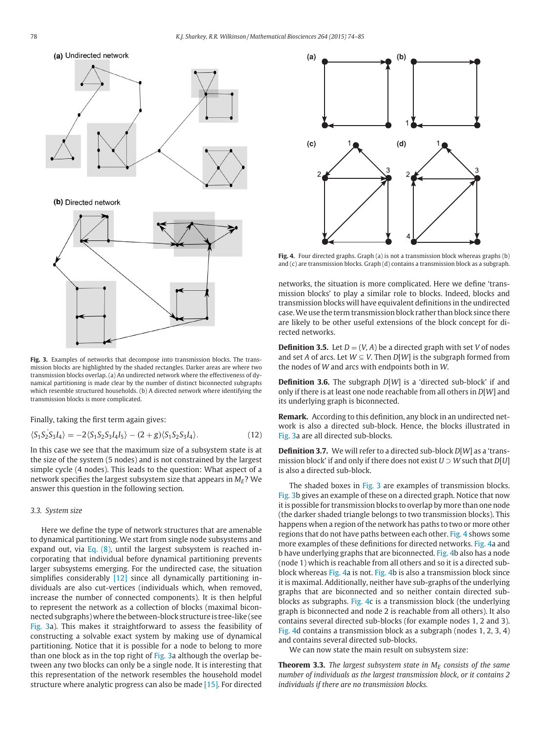Fig. 3. Examples of networks that decompose into transmission blocks. The transmission blocks are highlighted by the shaded rectangles. Darker areas are where two transmission blocks overlap. (a) An undirected network where the effectiveness of dynamical partitioning is made clear by the number of distinct biconnected subgraphs which resemble structured households. (b) A directed network where identifying the transmission blocks is more complicated.

Finally, taking the first term again gives:

$$\langle S_1 S_2 \dot{S}_3 I_4 \rangle = -2\langle S_1 S_2 S_3 I_4 I_5 \rangle - (2+g)\langle S_1 S_2 S_3 I_4 \rangle. \tag{12}$$

In this case we see that the maximum size of a subsystem state is at the size of the system (5 nodes) and is not constrained by the largest simple cycle (4 nodes). This leads to the question: What aspect of a network specifies the largest subsystem size that appears in $M_E$? We answer this question in the following section.

### 3.3. System size

Here we define the type of network structures that are amenable to dynamical partitioning. We start from single node subsystems and expand out, via Eq. (8), until the largest subsystem is reached incorporating that individual before dynamical partitioning prevents larger subsystems emerging. For the undirected case, the situation simplifies considerably [12] since all dynamically partitioning individuals are also cut-vertices (individuals which, when removed, increase the number of connected components). It is then helpful to represent the network as a collection of blocks (maximal biconnected subgraphs) where the between-block structure is tree-like (see Fig. 3a). This makes it straightforward to assess the feasibility of constructing a solvable exact system by making use of dynamical partitioning. Notice that it is possible for a node to belong to more than one block as in the top right of Fig. 3a although the overlap between any two blocks can only be a single node. It is interesting that this representation of the network resembles the household model structure where analytic progress can also be made [15]. For directed networks, the situation is more complicated. Here we define 'transmission blocks' to play a similar role to blocks. Indeed, blocks and transmission blocks will have equivalent definitions in the undirected case. We use the term transmission block rather than block since there are likely to be other useful extensions of the block concept for directed networks.

Fig. 4. Four directed graphs. Graph (a) is not a transmission block whereas graphs (b) and (c) are transmission blocks. Graph (d) contains a transmission block as a subgraph.

**Definition 3.5.** Let $D = (V, A)$ be a directed graph with set $V$ of nodes and set $A$ of arcs. Let $W \subseteq V$. Then $D[W]$ is the subgraph formed from the nodes of $W$ and arcs with endpoints both in $W$.

**Definition 3.6.** The subgraph $D[W]$ is a 'directed sub-block' if and only if there is at least one node reachable from all others in $D[W]$ and its underlying graph is biconnected.

**Remark.** According to this definition, any block in an undirected network is also a directed sub-block. Hence, the blocks illustrated in Fig. 3a are all directed sub-blocks.

**Definition 3.7.** We will refer to a directed sub-block $D[W]$ as a 'transmission block' if and only if there does not exist $U \supset W$ such that $D[U]$ is also a directed sub-block.

The shaded boxes in Fig. 3 are examples of transmission blocks. Fig. 3b gives an example of these on a directed graph. Notice that now it is possible for transmission blocks to overlap by more than one node (the darker shaded triangle belongs to two transmission blocks). This happens when a region of the network has paths to two or more other regions that do not have paths between each other. Fig. 4 shows some more examples of these definitions for directed networks. Fig. 4a and b have underlying graphs that are biconnected. Fig. 4b also has a node (node 1) which is reachable from all others and so it is a directed sub-block whereas Fig. 4a is not. Fig. 4b is also a transmission block since it is maximal. Additionally, neither have sub-graphs of the underlying graphs that are biconnected and so neither contain directed sub-blocks as subgraphs. Fig. 4c is a transmission block (the underlying graph is biconnected and node 2 is reachable from all others). It also contains several directed sub-blocks (for example nodes 1, 2 and 3). Fig. 4d contains a transmission block as a subgraph (nodes 1, 2, 3, 4) and contains several directed sub-blocks.

We can now state the main result on subsystem size:

**Theorem 3.3.** *The largest subsystem state in $M_E$ consists of the same number of individuals as the largest transmission block, or it contains 2 individuals if there are no transmission blocks.*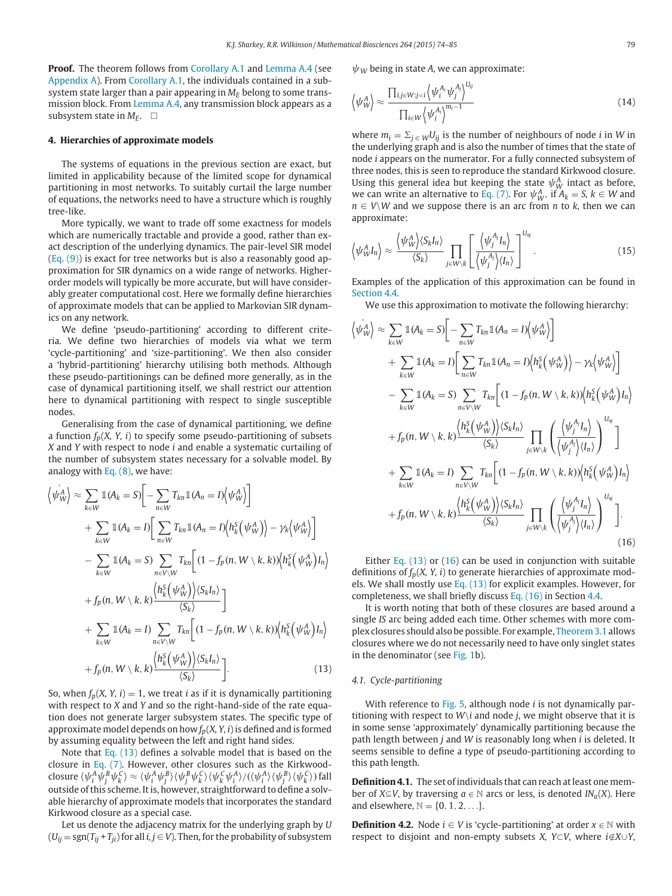**Proof.** The theorem follows from Corollary A.1 and Lemma A.4 (see Appendix A). From Corollary A.1, the individuals contained in a subsystem state larger than a pair appearing in $M_E$ belong to some transmission block. From Lemma A.4, any transmission block appears as a subsystem state in $M_E$. □

## 4. Hierarchies of approximate models

The systems of equations in the previous section are exact, but limited in applicability because of the limited scope for dynamical partitioning in most networks. To suitably curtail the large number of equations, the networks need to have a structure which is roughly tree-like.

More typically, we want to trade off some exactness for models which are numerically tractable and provide a good, rather than exact description of the underlying dynamics. The pair-level SIR model (Eq. (9)) is exact for tree networks but is also a reasonably good approximation for SIR dynamics on a wide range of networks. Higher-order models will typically be more accurate, but will have considerably greater computational cost. Here we formally define hierarchies of approximate models that can be applied to Markovian SIR dynamics on any network.

We define 'pseudo-partitioning' according to different criteria. We define two hierarchies of models via what we term 'cycle-partitioning' and 'size-partitioning'. We then also consider a 'hybrid-partitioning' hierarchy utilising both methods. Although these pseudo-partitionings can be defined more generally, as in the case of dynamical partitioning itself, we shall restrict our attention here to dynamical partitioning with respect to single susceptible nodes.

Generalising from the case of dynamical partitioning, we define a function $f_p(X, Y, i)$ to specify some pseudo-partitioning of subsets $X$ and $Y$ with respect to node $i$ and enable a systematic curtailing of the number of subsystem states necessary for a solvable model. By analogy with Eq. (8), we have:

$$
\begin{aligned}
\left\langle \dot{\psi_W^A} \right\rangle \approx & \sum_{k\in W} \mathbb{1}(A_k = S)\Big[ -\sum_{n\in W} T_{kn}\mathbb{1}(A_n = I)\left\langle \psi_W^A \right\rangle \Big] \\
& + \sum_{k\in W} \mathbb{1}(A_k = I)\Big[ \sum_{n\in W} T_{kn}\mathbb{1}(A_n = I)\left\langle h_k^S\left(\psi_W^A\right)\right\rangle - \gamma_k\left\langle \psi_W^A\right\rangle \Big] \\
& - \sum_{k\in W} \mathbb{1}(A_k = S) \sum_{n\in V\setminus W} T_{kn}\Big[ (1 - f_p(n, W\setminus k, k))\left\langle h_k^S\left(\psi_W^A\right) I_n\right\rangle \\
& + f_p(n, W\setminus k, k)\frac{\left\langle h_k^S\left(\psi_W^A\right)\right\rangle \langle S_k I_n\rangle}{\langle S_k\rangle}\Big] \\
& + \sum_{k\in W} \mathbb{1}(A_k = I) \sum_{n\in V\setminus W} T_{kn}\Big[ (1 - f_p(n, W\setminus k, k))\left\langle h_k^S\left(\psi_W^A\right) I_n\right\rangle \\
& + f_p(n, W\setminus k, k)\frac{\left\langle h_k^S\left(\psi_W^A\right)\right\rangle \langle S_k I_n\rangle}{\langle S_k\rangle}\Big].
\end{aligned}
\tag{13}
$$

So, when $f_p(X, Y, i) = 1$, we treat $i$ as if it is dynamically partitioning with respect to $X$ and $Y$ and so the right-hand-side of the rate equation does not generate larger subsystem states. The specific type of approximate model depends on how $f_p(X, Y, i)$ is defined and is formed by assuming equality between the left and right hand sides.

Note that Eq. (13) defines a solvable model that is based on the closure in Eq. (7). However, other closures such as the Kirkwood-closure $\langle \psi_i^A \psi_j^B \psi_k^C\rangle \approx \langle \psi_i^A \psi_j^B\rangle \langle \psi_j^B \psi_k^C\rangle \langle \psi_k^C \psi_i^A\rangle / (\langle \psi_i^A\rangle \langle \psi_j^B\rangle \langle \psi_k^C\rangle)$ fall outside of this scheme. It is, however, straightforward to define a solvable hierarchy of approximate models that incorporates the standard Kirkwood closure as a special case.

Let us denote the adjacency matrix for the underlying graph by $U$ ($U_{ij} = \mathrm{sgn}(T_{ij} + T_{ji})$ for all $i, j \in V$). Then, for the probability of subsystem $\psi_W$ being in state $A$, we can approximate:

$$
\left\langle \psi_W^A \right\rangle \approx \frac{\prod_{i,j\in W: j<i} \left\langle \psi_i^{A_i} \psi_j^{A_j} \right\rangle^{U_{ij}}}{\prod_{i\in W} \left\langle \psi_i^{A_i}\right\rangle^{m_i - 1}}
\tag{14}
$$

where $m_i = \Sigma_{j\in W} U_{ij}$ is the number of neighbours of node $i$ in $W$ in the underlying graph and is also the number of times that the state of node $i$ appears on the numerator. For a fully connected subsystem of three nodes, this is seen to reproduce the standard Kirkwood closure. Using this general idea but keeping the state $\psi_W^A$ intact as before, we can write an alternative to Eq. (7). For $\psi_W^A$, if $A_k = S$, $k \in W$ and $n \in V\setminus W$ and we suppose there is an arc from $n$ to $k$, then we can approximate:

$$
\left\langle \psi_W^A I_n \right\rangle \approx \frac{\left\langle \psi_W^A \right\rangle \langle S_k I_n\rangle}{\langle S_k\rangle} \prod_{j\in W\setminus k} \left[ \frac{\left\langle \psi_j^{A_j} I_n\right\rangle}{\left\langle \psi_j^{A_j}\right\rangle \langle I_n\rangle} \right]^{U_{nj}}.
\tag{15}
$$

Examples of the application of this approximation can be found in Section 4.4.

We use this approximation to motivate the following hierarchy:

$$
\begin{aligned}
\left\langle \dot{\psi_W^A} \right\rangle \approx & \sum_{k\in W} \mathbb{1}(A_k = S)\Big[ -\sum_{n\in W} T_{kn}\mathbb{1}(A_n = I)\left\langle \psi_W^A \right\rangle \Big] \\
& + \sum_{k\in W} \mathbb{1}(A_k = I)\Big[ \sum_{n\in W} T_{kn}\mathbb{1}(A_n = I)\left\langle h_k^S\left(\psi_W^A\right)\right\rangle - \gamma_k\left\langle \psi_W^A\right\rangle \Big] \\
& - \sum_{k\in W} \mathbb{1}(A_k = S) \sum_{n\in V\setminus W} T_{kn}\Big[ (1 - f_p(n, W\setminus k, k))\left\langle h_k^S\left(\psi_W^A\right) I_n\right\rangle \\
& + f_p(n, W\setminus k, k)\frac{\left\langle h_k^S\left(\psi_W^A\right)\right\rangle \langle S_k I_n\rangle}{\langle S_k\rangle} \prod_{j\in W\setminus k} \left( \frac{\left\langle \psi_j^{A_j} I_n\right\rangle}{\left\langle \psi_j^{A_j}\right\rangle \langle I_n\rangle} \right)^{U_{nj}} \Big] \\
& + \sum_{k\in W} \mathbb{1}(A_k = I) \sum_{n\in V\setminus W} T_{kn}\Big[ (1 - f_p(n, W\setminus k, k))\left\langle h_k^S\left(\psi_W^A\right) I_n\right\rangle \\
& + f_p(n, W\setminus k, k)\frac{\left\langle h_k^S\left(\psi_W^A\right)\right\rangle \langle S_k I_n\rangle}{\langle S_k\rangle} \prod_{j\in W\setminus k} \left( \frac{\left\langle \psi_j^{A_j} I_n\right\rangle}{\left\langle \psi_j^{A_j}\right\rangle \langle I_n\rangle} \right)^{U_{nj}} \Big].
\end{aligned}
\tag{16}
$$

Either Eq. (13) or (16) can be used in conjunction with suitable definitions of $f_p(X, Y, i)$ to generate hierarchies of approximate models. We shall mostly use Eq. (13) for explicit examples. However, for completeness, we shall briefly discuss Eq. (16) in Section 4.4.

It is worth noting that both of these closures are based around a single *IS* arc being added each time. Other schemes with more complex closures should also be possible. For example, Theorem 3.1 allows closures where we do not necessarily need to have only singlet states in the denominator (see Fig. 1b).

### 4.1. Cycle-partitioning

With reference to Fig. 5, although node $i$ is not dynamically partitioning with respect to $W\setminus i$ and node $j$, we might observe that it is in some sense 'approximately' dynamically partitioning because the path length between $j$ and $W$ is reasonably long when $i$ is deleted. It seems sensible to define a type of pseudo-partitioning according to this path length.

**Definition 4.1.** The set of individuals that can reach at least one member of $X\subseteq V$, by traversing $a \in \mathbb{N}$ arcs or less, is denoted $IN_a(X)$. Here and elsewhere, $\mathbb{N} = \{0, 1, 2, \ldots\}$.

**Definition 4.2.** Node $i \in V$ is 'cycle-partitioning' at order $x \in \mathbb{N}$ with respect to disjoint and non-empty subsets $X$, $Y\subset V$, where $i \notin X\cup Y$,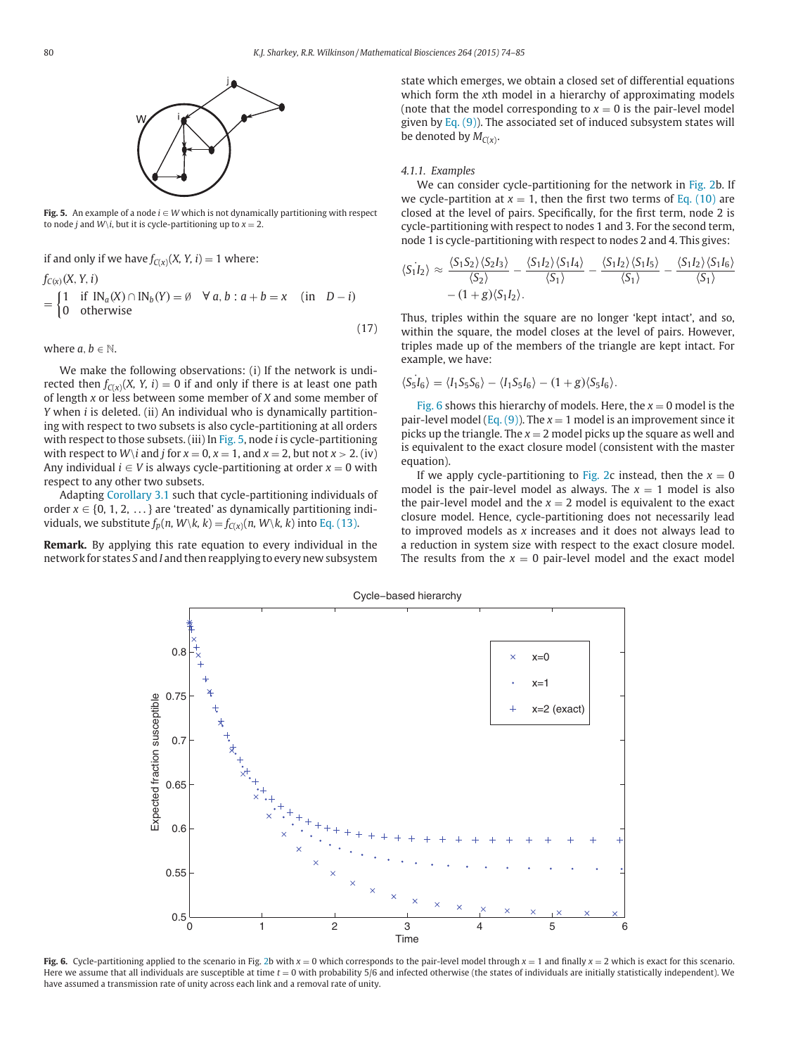Fig. 5. An example of a node $i \in W$ which is not dynamically partitioning with respect to node $j$ and $W\backslash i$, but it is cycle-partitioning up to $x = 2$.

if and only if we have $f_{C(x)}(X, Y, i) = 1$ where:

$$f_{C(x)}(X, Y, i) = \begin{cases} 1 & \text{if } \text{IN}_a(X) \cap \text{IN}_b(Y) = \emptyset \quad \forall\, a, b : a + b = x \quad (\text{in} \quad D - i) \\ 0 & \text{otherwise} \end{cases} \tag{17}$$

where $a, b \in \mathbb{N}$.

We make the following observations: (i) If the network is undirected then $f_{C(x)}(X, Y, i) = 0$ if and only if there is at least one path of length $x$ or less between some member of $X$ and some member of $Y$ when $i$ is deleted. (ii) An individual who is dynamically partitioning with respect to two subsets is also cycle-partitioning at all orders with respect to those subsets. (iii) In Fig. 5, node $i$ is cycle-partitioning with respect to $W\backslash i$ and $j$ for $x = 0$, $x = 1$, and $x = 2$, but not $x > 2$. (iv) Any individual $i \in V$ is always cycle-partitioning at order $x = 0$ with respect to any other two subsets.

Adapting Corollary 3.1 such that cycle-partitioning individuals of order $x \in \{0, 1, 2, \ldots\}$ are 'treated' as dynamically partitioning individuals, we substitute $f_p(n, W\backslash k, k) = f_{C(x)}(n, W\backslash k, k)$ into Eq. (13).

**Remark.** By applying this rate equation to every individual in the network for states $S$ and $I$ and then reapplying to every new subsystem state which emerges, we obtain a closed set of differential equations which form the $x$th model in a hierarchy of approximating models (note that the model corresponding to $x = 0$ is the pair-level model given by Eq. (9)). The associated set of induced subsystem states will be denoted by $M_{C(x)}$.

#### 4.1.1. Examples

We can consider cycle-partitioning for the network in Fig. 2b. If we cycle-partition at $x = 1$, then the first two terms of Eq. (10) are closed at the level of pairs. Specifically, for the first term, node 2 is cycle-partitioning with respect to nodes 1 and 3. For the second term, node 1 is cycle-partitioning with respect to nodes 2 and 4. This gives:

$$\dot{\langle S_1 I_2 \rangle} \approx \frac{\langle S_1 S_2 \rangle \langle S_2 I_3 \rangle}{\langle S_2 \rangle} - \frac{\langle S_1 I_2 \rangle \langle S_1 I_4 \rangle}{\langle S_1 \rangle} - \frac{\langle S_1 I_2 \rangle \langle S_1 I_5 \rangle}{\langle S_1 \rangle} - \frac{\langle S_1 I_2 \rangle \langle S_1 I_6 \rangle}{\langle S_1 \rangle} - (1 + g)\langle S_1 I_2 \rangle.$$

Thus, triples within the square are no longer 'kept intact', and so, within the square, the model closes at the level of pairs. However, triples made up of the members of the triangle are kept intact. For example, we have:

$$\dot{\langle S_5 I_6 \rangle} = \langle I_1 S_5 S_6 \rangle - \langle I_1 S_5 I_6 \rangle - (1 + g)\langle S_5 I_6 \rangle.$$

Fig. 6 shows this hierarchy of models. Here, the $x = 0$ model is the pair-level model (Eq. (9)). The $x = 1$ model is an improvement since it picks up the triangle. The $x = 2$ model picks up the square as well and is equivalent to the exact closure model (consistent with the master equation).

If we apply cycle-partitioning to Fig. 2c instead, then the $x = 0$ model is the pair-level model as always. The $x = 1$ model is also the pair-level model and the $x = 2$ model is equivalent to the exact closure model. Hence, cycle-partitioning does not necessarily lead to improved models as $x$ increases and it does not always lead to a reduction in system size with respect to the exact closure model. The results from the $x = 0$ pair-level model and the exact model

Fig. 6. Cycle-partitioning applied to the scenario in Fig. 2b with $x = 0$ which corresponds to the pair-level model through $x = 1$ and finally $x = 2$ which is exact for this scenario. Here we assume that all individuals are susceptible at time $t = 0$ with probability 5/6 and infected otherwise (the states of individuals are initially statistically independent). We have assumed a transmission rate of unity across each link and a removal rate of unity.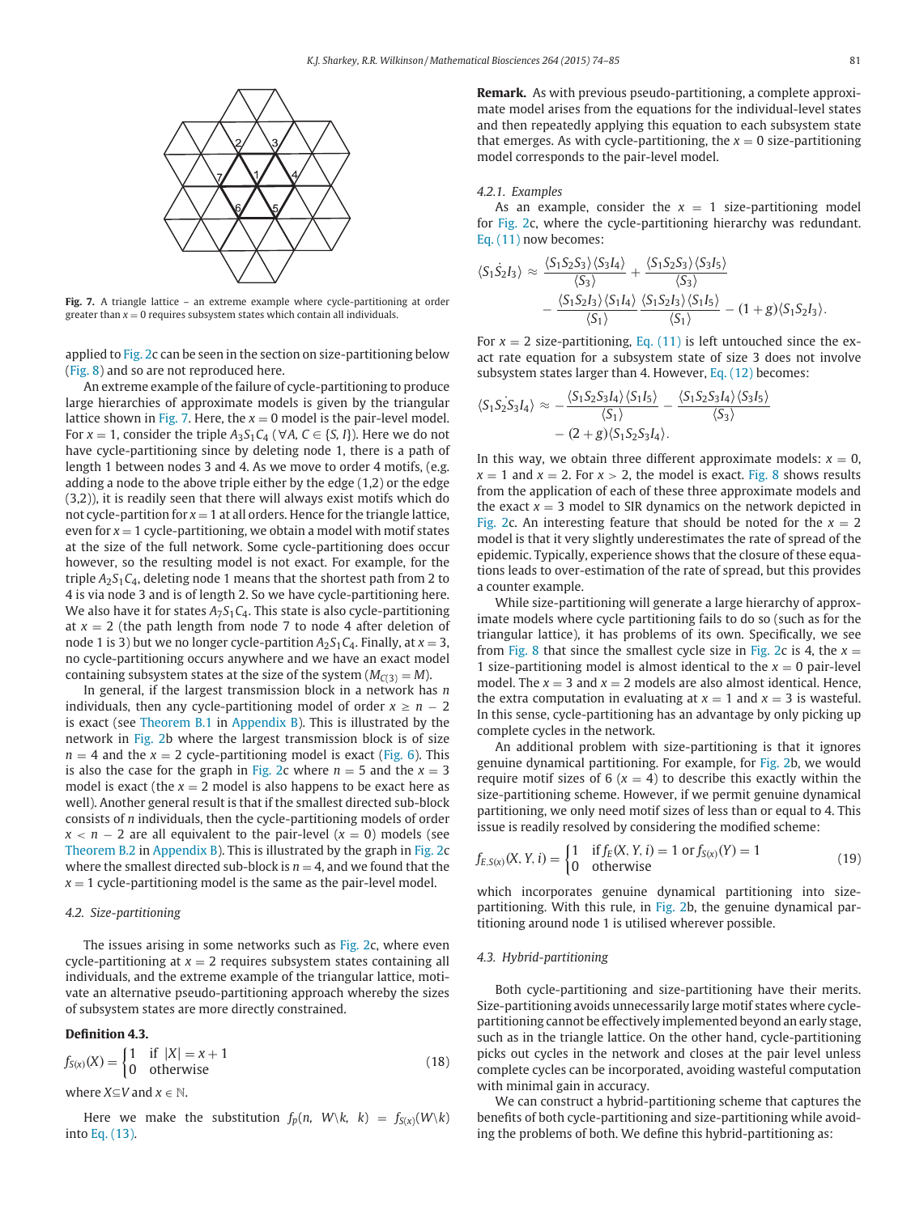Fig. 7. A triangle lattice – an extreme example where cycle-partitioning at order greater than $x = 0$ requires subsystem states which contain all individuals.

applied to Fig. 2c can be seen in the section on size-partitioning below (Fig. 8) and so are not reproduced here.

An extreme example of the failure of cycle-partitioning to produce large hierarchies of approximate models is given by the triangular lattice shown in Fig. 7. Here, the $x = 0$ model is the pair-level model. For $x = 1$, consider the triple $A_3S_1C_4$ ($\forall A, C \in \{S, I\}$). Here we do not have cycle-partitioning since by deleting node 1, there is a path of length 1 between nodes 3 and 4. As we move to order 4 motifs, (e.g. adding a node to the above triple either by the edge (1,2) or the edge (3,2)), it is readily seen that there will always exist motifs which do not cycle-partition for $x = 1$ at all orders. Hence for the triangle lattice, even for $x = 1$ cycle-partitioning, we obtain a model with motif states at the size of the full network. Some cycle-partitioning does occur however, so the resulting model is not exact. For example, for the triple $A_2S_1C_4$, deleting node 1 means that the shortest path from 2 to 4 is via node 3 and is of length 2. So we have cycle-partitioning here. We also have it for states $A_7S_1C_4$. This state is also cycle-partitioning at $x = 2$ (the path length from node 7 to node 4 after deletion of node 1 is 3) but we no longer cycle-partition $A_2S_1C_4$. Finally, at $x = 3$, no cycle-partitioning occurs anywhere and we have an exact model containing subsystem states at the size of the system ($M_{C(3)} = M$).

In general, if the largest transmission block in a network has $n$ individuals, then any cycle-partitioning model of order $x \geq n - 2$ is exact (see Theorem B.1 in Appendix B). This is illustrated by the network in Fig. 2b where the largest transmission block is of size $n = 4$ and the $x = 2$ cycle-partitioning model is exact (Fig. 6). This is also the case for the graph in Fig. 2c where $n = 5$ and the $x = 3$ model is exact (the $x = 2$ model is also happens to be exact here as well). Another general result is that if the smallest directed sub-block consists of $n$ individuals, then the cycle-partitioning models of order $x < n - 2$ are all equivalent to the pair-level ($x = 0$) models (see Theorem B.2 in Appendix B). This is illustrated by the graph in Fig. 2c where the smallest directed sub-block is $n = 4$, and we found that the $x = 1$ cycle-partitioning model is the same as the pair-level model.

### 4.2. Size-partitioning

The issues arising in some networks such as Fig. 2c, where even cycle-partitioning at $x = 2$ requires subsystem states containing all individuals, and the extreme example of the triangular lattice, motivate an alternative pseudo-partitioning approach whereby the sizes of subsystem states are more directly constrained.

**Definition 4.3.**

$$f_{S(x)}(X) = \begin{cases} 1 & \text{if } |X| = x + 1 \\ 0 & \text{otherwise} \end{cases} \tag{18}$$

where $X \subseteq V$ and $x \in \mathbb{N}$.

Here we make the substitution $f_p(n, W\backslash k, k) = f_{S(x)}(W\backslash k)$ into Eq. (13).

**Remark.** As with previous pseudo-partitioning, a complete approximate model arises from the equations for the individual-level states and then repeatedly applying this equation to each subsystem state that emerges. As with cycle-partitioning, the $x = 0$ size-partitioning model corresponds to the pair-level model.

#### 4.2.1. Examples

As an example, consider the $x = 1$ size-partitioning model for Fig. 2c, where the cycle-partitioning hierarchy was redundant. Eq. (11) now becomes:

$$\langle S_1 \dot{S_2} I_3 \rangle \approx \frac{\langle S_1S_2S_3\rangle\langle S_3I_4\rangle}{\langle S_3\rangle} + \frac{\langle S_1S_2S_3\rangle\langle S_3I_5\rangle}{\langle S_3\rangle} - \frac{\langle S_1S_2I_3\rangle\langle S_1I_4\rangle}{\langle S_1\rangle}\frac{\langle S_1S_2I_3\rangle\langle S_1I_5\rangle}{\langle S_1\rangle} - (1+g)\langle S_1S_2I_3\rangle.$$

For $x = 2$ size-partitioning, Eq. (11) is left untouched since the exact rate equation for a subsystem state of size 3 does not involve subsystem states larger than 4. However, Eq. (12) becomes:

$$\langle S_1 S_2 \dot{S_3} I_4 \rangle \approx -\frac{\langle S_1S_2S_3I_4\rangle\langle S_1I_5\rangle}{\langle S_1\rangle} - \frac{\langle S_1S_2S_3I_4\rangle\langle S_3I_5\rangle}{\langle S_3\rangle} - (2+g)\langle S_1S_2S_3I_4\rangle.$$

In this way, we obtain three different approximate models: $x = 0$, $x = 1$ and $x = 2$. For $x > 2$, the model is exact. Fig. 8 shows results from the application of each of these three approximate models and the exact $x = 3$ model to SIR dynamics on the network depicted in Fig. 2c. An interesting feature that should be noted for the $x = 2$ model is that it very slightly underestimates the rate of spread of the epidemic. Typically, experience shows that the closure of these equations leads to over-estimation of the rate of spread, but this provides a counter example.

While size-partitioning will generate a large hierarchy of approximate models where cycle partitioning fails to do so (such as for the triangular lattice), it has problems of its own. Specifically, we see from Fig. 8 that since the smallest cycle size in Fig. 2c is 4, the $x = 1$ size-partitioning model is almost identical to the $x = 0$ pair-level model. The $x = 3$ and $x = 2$ models are also almost identical. Hence, the extra computation in evaluating at $x = 1$ and $x = 3$ is wasteful. In this sense, cycle-partitioning has an advantage by only picking up complete cycles in the network.

An additional problem with size-partitioning is that it ignores genuine dynamical partitioning. For example, for Fig. 2b, we would require motif sizes of 6 ($x = 4$) to describe this exactly within the size-partitioning scheme. However, if we permit genuine dynamical partitioning, we only need motif sizes of less than or equal to 4. This issue is readily resolved by considering the modified scheme:

$$f_{E,S(x)}(X, Y, i) = \begin{cases} 1 & \text{if } f_E(X, Y, i) = 1 \text{ or } f_{S(x)}(Y) = 1 \\ 0 & \text{otherwise} \end{cases} \tag{19}$$

which incorporates genuine dynamical partitioning into size-partitioning. With this rule, in Fig. 2b, the genuine dynamical partitioning around node 1 is utilised wherever possible.

### 4.3. Hybrid-partitioning

Both cycle-partitioning and size-partitioning have their merits. Size-partitioning avoids unnecessarily large motif states where cycle-partitioning cannot be effectively implemented beyond an early stage, such as in the triangle lattice. On the other hand, cycle-partitioning picks out cycles in the network and closes at the pair level unless complete cycles can be incorporated, avoiding wasteful computation with minimal gain in accuracy.

We can construct a hybrid-partitioning scheme that captures the benefits of both cycle-partitioning and size-partitioning while avoiding the problems of both. We define this hybrid-partitioning as: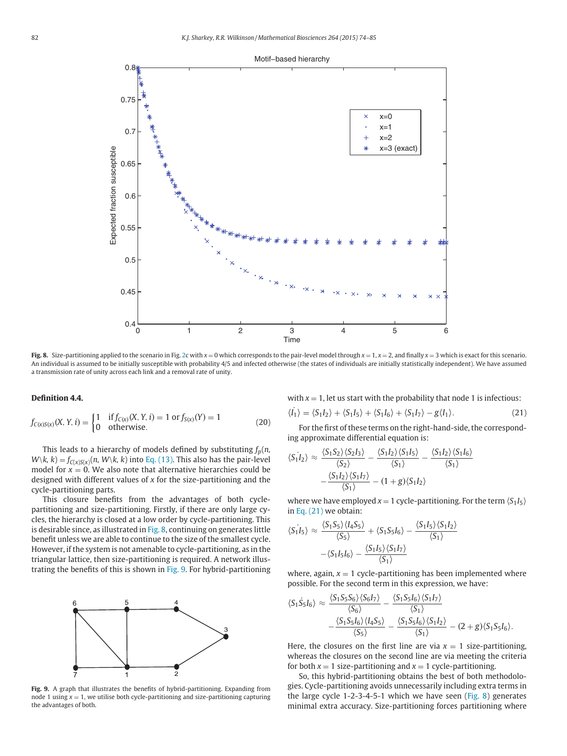**Fig. 8.** Size-partitioning applied to the scenario in Fig. 2c with $x = 0$ which corresponds to the pair-level model through $x = 1$, $x = 2$, and finally $x = 3$ which is exact for this scenario. An individual is assumed to be initially susceptible with probability 4/5 and infected otherwise (the states of individuals are initially statistically independent). We have assumed a transmission rate of unity across each link and a removal rate of unity.

**Definition 4.4.**

$$f_{C(x)S(x)}(X, Y, i) = \begin{cases} 1 & \text{if } f_{C(x)}(X, Y, i) = 1 \text{ or } f_{S(x)}(Y) = 1 \\ 0 & \text{otherwise.} \end{cases} \tag{20}$$

This leads to a hierarchy of models defined by substituting $f_p(n, W\backslash k, k) = f_{C(x)S(x)}(n, W\backslash k, k)$ into Eq. (13). This also has the pair-level model for $x = 0$. We also note that alternative hierarchies could be designed with different values of $x$ for the size-partitioning and the cycle-partitioning parts.

This closure benefits from the advantages of both cycle-partitioning and size-partitioning. Firstly, if there are only large cycles, the hierarchy is closed at a low order by cycle-partitioning. This is desirable since, as illustrated in Fig. 8, continuing on generates little benefit unless we are able to continue to the size of the smallest cycle. However, if the system is not amenable to cycle-partitioning, as in the triangular lattice, then size-partitioning is required. A network illustrating the benefits of this is shown in Fig. 9. For hybrid-partitioning with $x = 1$, let us start with the probability that node 1 is infectious:

**Fig. 9.** A graph that illustrates the benefits of hybrid-partitioning. Expanding from node 1 using $x = 1$, we utilise both cycle-partitioning and size-partitioning capturing the advantages of both.

$$\dot{\langle I_1 \rangle} = \langle S_1 I_2 \rangle + \langle S_1 I_5 \rangle + \langle S_1 I_6 \rangle + \langle S_1 I_7 \rangle - g\langle I_1 \rangle. \tag{21}$$

For the first of these terms on the right-hand-side, the corresponding approximate differential equation is:

$$\dot{\langle S_1 I_2 \rangle} \approx \frac{\langle S_1 S_2 \rangle \langle S_2 I_3 \rangle}{\langle S_2 \rangle} - \frac{\langle S_1 I_2 \rangle \langle S_1 I_5 \rangle}{\langle S_1 \rangle} - \frac{\langle S_1 I_2 \rangle \langle S_1 I_6 \rangle}{\langle S_1 \rangle} - \frac{\langle S_1 I_2 \rangle \langle S_1 I_7 \rangle}{\langle S_1 \rangle} - (1 + g)\langle S_1 I_2 \rangle$$

where we have employed $x = 1$ cycle-partitioning. For the term $\langle S_1 I_5 \rangle$ in Eq. (21) we obtain:

$$\dot{\langle S_1 I_5 \rangle} \approx \frac{\langle S_1 S_5 \rangle \langle I_4 S_5 \rangle}{\langle S_5 \rangle} + \langle S_1 S_5 I_6 \rangle - \frac{\langle S_1 I_5 \rangle \langle S_1 I_2 \rangle}{\langle S_1 \rangle} - \langle S_1 I_5 I_6 \rangle - \frac{\langle S_1 I_5 \rangle \langle S_1 I_7 \rangle}{\langle S_1 \rangle}$$

where, again, $x = 1$ cycle-partitioning has been implemented where possible. For the second term in this expression, we have:

$$\dot{\langle S_1 S_5 I_6 \rangle} \approx \frac{\langle S_1 S_5 S_6 \rangle \langle S_6 I_7 \rangle}{\langle S_6 \rangle} - \frac{\langle S_1 S_5 I_6 \rangle \langle S_1 I_7 \rangle}{\langle S_1 \rangle} - \frac{\langle S_1 S_5 I_6 \rangle \langle I_4 S_5 \rangle}{\langle S_5 \rangle} - \frac{\langle S_1 S_5 I_6 \rangle \langle S_1 I_2 \rangle}{\langle S_1 \rangle} - (2 + g)\langle S_1 S_5 I_6 \rangle.$$

Here, the closures on the first line are via $x = 1$ size-partitioning, whereas the closures on the second line are via meeting the criteria for both $x = 1$ size-partitioning and $x = 1$ cycle-partitioning.

So, this hybrid-partitioning obtains the best of both methodologies. Cycle-partitioning avoids unnecessarily including extra terms in the large cycle 1-2-3-4-5-1 which we have seen (Fig. 8) generates minimal extra accuracy. Size-partitioning forces partitioning where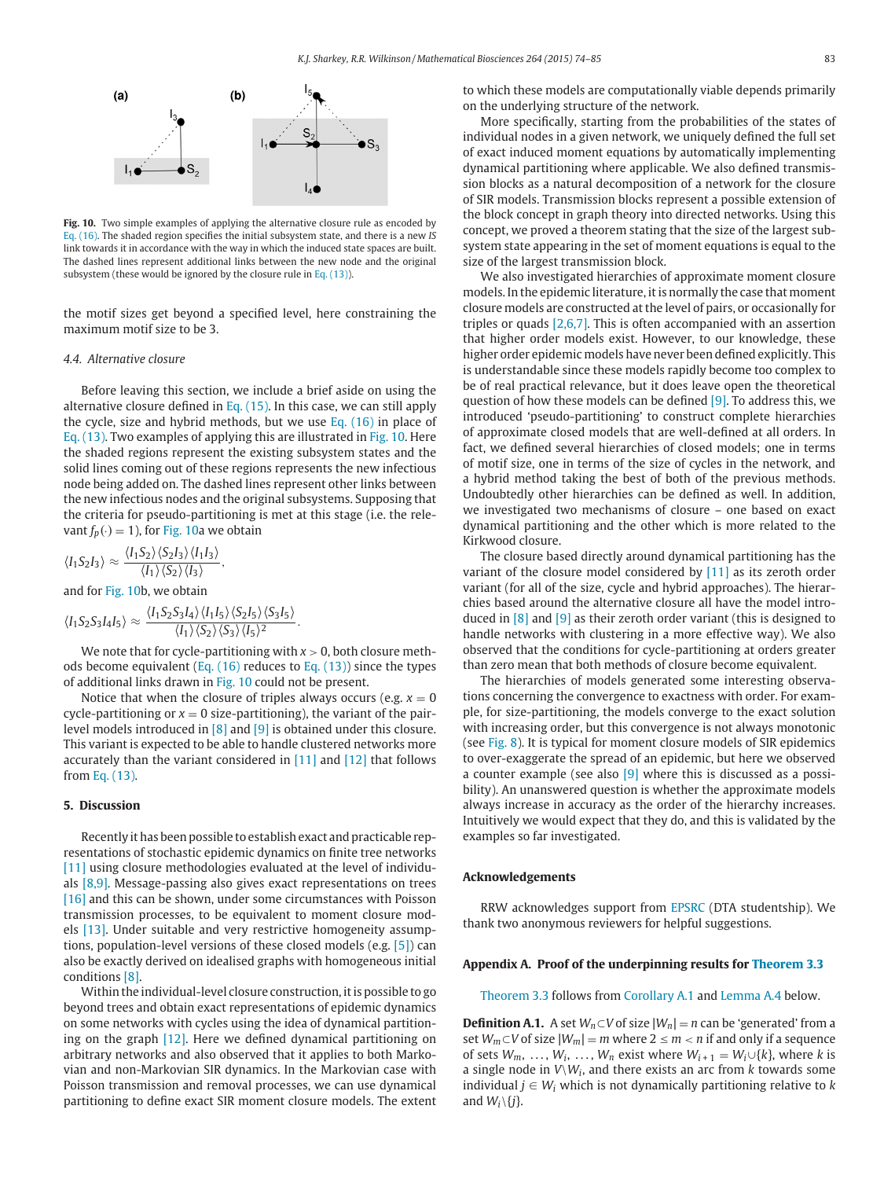(a)

$I_3$

$I_1$ $S_2$

(b)

$I_5$

$I_1$ $S_2$ $S_3$

$I_4$

**Fig. 10.** Two simple examples of applying the alternative closure rule as encoded by Eq. (16). The shaded region specifies the initial subsystem state, and there is a new *IS* link towards it in accordance with the way in which the induced state spaces are built. The dashed lines represent additional links between the new node and the original subsystem (these would be ignored by the closure rule in Eq. (13)).

the motif sizes get beyond a specified level, here constraining the maximum motif size to be 3.

### 4.4. Alternative closure

Before leaving this section, we include a brief aside on using the alternative closure defined in Eq. (15). In this case, we can still apply the cycle, size and hybrid methods, but we use Eq. (16) in place of Eq. (13). Two examples of applying this are illustrated in Fig. 10. Here the shaded regions represent the existing subsystem states and the solid lines coming out of these regions represents the new infectious node being added on. The dashed lines represent other links between the new infectious nodes and the original subsystems. Supposing that the criteria for pseudo-partitioning is met at this stage (i.e. the relevant $f_p(\cdot) = 1$), for Fig. 10a we obtain

$$\langle I_1 S_2 I_3 \rangle \approx \frac{\langle I_1 S_2 \rangle \langle S_2 I_3 \rangle \langle I_1 I_3 \rangle}{\langle I_1 \rangle \langle S_2 \rangle \langle I_3 \rangle},$$

and for Fig. 10b, we obtain

$$\langle I_1 S_2 S_3 I_4 I_5 \rangle \approx \frac{\langle I_1 S_2 S_3 I_4 \rangle \langle I_1 I_5 \rangle \langle S_2 I_5 \rangle \langle S_3 I_5 \rangle}{\langle I_1 \rangle \langle S_2 \rangle \langle S_3 \rangle \langle I_5 \rangle^2}.$$

We note that for cycle-partitioning with $x > 0$, both closure methods become equivalent (Eq. (16) and [9] reduces to Eq. (13)) since the types of additional links drawn in Fig. 10 could not be present.

Notice that when the closure of triples always occurs (e.g. $x = 0$ cycle-partitioning or $x = 0$ size-partitioning), the variant of the pair-level models introduced in [8] and [9] is obtained under this closure. This variant is expected to be able to handle clustered networks more accurately than the variant considered in [11] and [12] that follows from Eq. (13).

## 5. Discussion

Recently it has been possible to establish exact and practicable representations of stochastic epidemic dynamics on finite tree networks [11] using closure methodologies evaluated at the level of individuals [8,9]. Message-passing also gives exact representations on trees [16] and this can be shown, under some circumstances with Poisson transmission processes, to be equivalent to moment closure models [13]. Under suitable and very restrictive homogeneity assumptions, population-level versions of these closed models (e.g. [5]) can also be exactly derived on idealised graphs with homogeneous initial conditions [8].

Within the individual-level closure construction, it is possible to go beyond trees and obtain exact representations of epidemic dynamics on some networks with cycles using the idea of dynamical partitioning on the graph [12]. Here we defined dynamical partitioning on arbitrary networks and also observed that it applies to both Markovian and non-Markovian SIR dynamics. In the Markovian case with Poisson transmission and removal processes, we can use dynamical partitioning to define exact SIR moment closure models. The extent to which these models are computationally viable depends primarily on the underlying structure of the network.

More specifically, starting from the probabilities of the states of individual nodes in a given network, we uniquely defined the full set of exact induced moment equations by automatically implementing dynamical partitioning where applicable. We also defined transmission blocks as a natural decomposition of a network for the closure of SIR models. Transmission blocks represent a possible extension of the block concept in graph theory into directed networks. Using this concept, we proved a theorem stating that the size of the largest subsystem state appearing in the set of moment equations is equal to the size of the largest transmission block.

We also investigated hierarchies of approximate moment closure models. In the epidemic literature, it is normally the case that moment closure models are constructed at the level of pairs, or occasionally for triples or quads [2,6,7]. This is often accompanied with an assertion that higher order models exist. However, to our knowledge, these higher order epidemic models have never been defined explicitly. This is understandable since these models rapidly become too complex to be of real practical relevance, but it does leave open the theoretical question of how these models can be defined [9]. To address this, we introduced 'pseudo-partitioning' to construct complete hierarchies of approximate closed models that are well-defined at all orders. In fact, we defined several hierarchies of closed models; one in terms of motif size, one in terms of the size of cycles in the network, and a hybrid method taking the best of both of the previous methods. Undoubtedly other hierarchies can be defined as well. In addition, we investigated two mechanisms of closure – one based on exact dynamical partitioning and the other which is more related to the Kirkwood closure.

The closure based directly around dynamical partitioning has the variant of the closure model considered by [11] as its zeroth order variant (for all of the size, cycle and hybrid approaches). The hierarchies based around the alternative closure all have the model introduced in [8] and [9] as their zeroth order variant (this is designed to handle networks with clustering in a more effective way). We also observed that the conditions for cycle-partitioning at orders greater than zero mean that both methods of closure become equivalent.

The hierarchies of models generated some interesting observations concerning the convergence to exactness with order. For example, for size-partitioning, the models converge to the exact solution with increasing order, but this convergence is not always monotonic (see Fig. 8). It is typical for moment closure models of SIR epidemics to over-exaggerate the spread of an epidemic, but here we observed a counter example (see also [9] where this is discussed as a possibility). An unanswered question is whether the approximate models always increase in accuracy as the order of the hierarchy increases. Intuitively we would expect that they do, and this is validated by the examples so far investigated.

## Acknowledgements

RRW acknowledges support from EPSRC (DTA studentship). We thank two anonymous reviewers for helpful suggestions.

## Appendix A. Proof of the underpinning results for Theorem 3.3

Theorem 3.3 follows from Corollary A.1 and Lemma A.4 below.

**Definition A.1.** A set $W_n \subset V$ of size $|W_n| = n$ can be 'generated' from a set $W_m \subset V$ of size $|W_m| = m$ where $2 \leq m < n$ if and only if a sequence of sets $W_m, \ldots, W_i, \ldots, W_n$ exist where $W_{i+1} = W_i \cup \{k\}$, where $k$ is a single node in $V \backslash W_i$, and there exists an arc from $k$ towards some individual $j \in W_i$ which is not dynamically partitioning relative to $k$ and $W_i \backslash \{j\}$.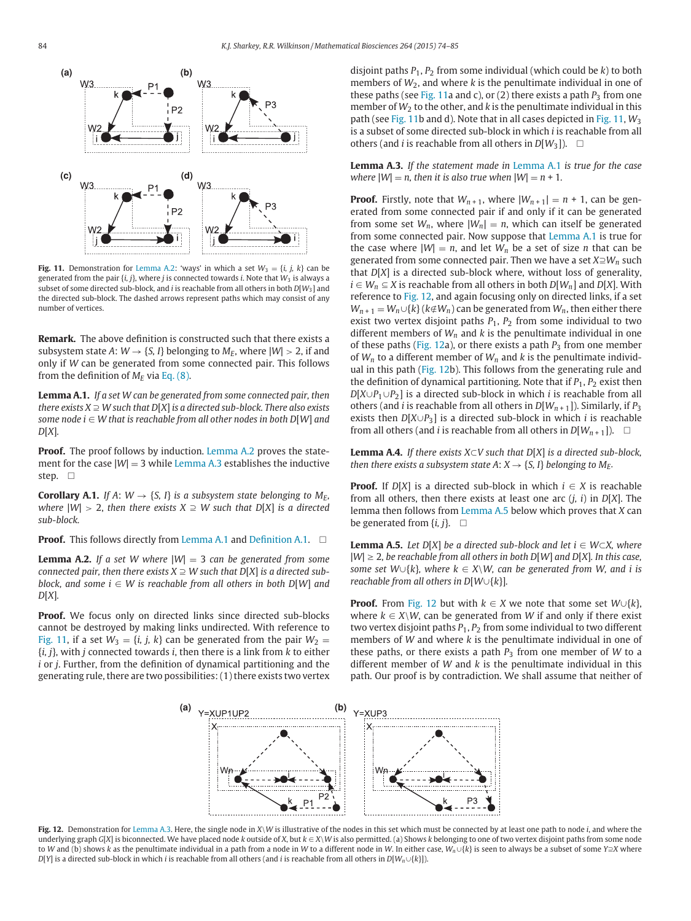Fig. 11. Demonstration for Lemma A.2: 'ways' in which a set $W_3 = \{i, j, k\}$ can be generated from the pair $\{i, j\}$, where $j$ is connected towards $i$. Note that $W_3$ is always a subset of some directed sub-block, and $i$ is reachable from all others in both $D[W_3]$ and the directed sub-block. The dashed arrows represent paths which may consist of any number of vertices.

**Remark.** The above definition is constructed such that there exists a subsystem state $A$: $W \to \{S, I\}$ belonging to $M_E$, where $|W| > 2$, if and only if $W$ can be generated from some connected pair. This follows from the definition of $M_E$ via Eq. (8).

**Lemma A.1.** *If a set W can be generated from some connected pair, then there exists* $X \supseteq W$ *such that* $D[X]$ *is a directed sub-block. There also exists some node* $i \in W$ *that is reachable from all other nodes in both* $D[W]$ *and* $D[X]$.

**Proof.** The proof follows by induction. Lemma A.2 proves the statement for the case $|W| = 3$ while Lemma A.3 establishes the inductive step. □

**Corollary A.1.** *If* $A$: $W \to \{S, I\}$ *is a subsystem state belonging to* $M_E$, *where* $|W| > 2$, *then there exists* $X \supseteq W$ *such that* $D[X]$ *is a directed sub-block.*

**Proof.** This follows directly from Lemma A.1 and Definition A.1. □

**Lemma A.2.** *If a set* $W$ *where* $|W| = 3$ *can be generated from some connected pair, then there exists* $X \supseteq W$ *such that* $D[X]$ *is a directed sub-block, and some* $i \in W$ *is reachable from all others in both* $D[W]$ *and* $D[X]$.

**Proof.** We focus only on directed links since directed sub-blocks cannot be destroyed by making links undirected. With reference to Fig. 11, if a set $W_3 = \{i, j, k\}$ can be generated from the pair $W_2 = \{i, j\}$, with $j$ connected towards $i$, then there is a link from $k$ to either $i$ or $j$. Further, from the definition of dynamical partitioning and the generating rule, there are two possibilities: (1) there exists two vertex disjoint paths $P_1$, $P_2$ from some individual (which could be $k$) to both members of $W_2$, and where $k$ is the penultimate individual in one of these paths (see Fig. 11a and c), or (2) there exists a path $P_3$ from one member of $W_2$ to the other, and $k$ is the penultimate individual in this path (see Fig. 11b and d). Note that in all cases depicted in Fig. 11, $W_3$ is a subset of some directed sub-block in which $i$ is reachable from all others (and $i$ is reachable from all others in $D[W_3]$). □

**Lemma A.3.** *If the statement made in Lemma A.1 is true for the case where* $|W| = n$, *then it is also true when* $|W| = n + 1$.

**Proof.** Firstly, note that $W_{n+1}$, where $|W_{n+1}| = n + 1$, can be generated from some connected pair if and only if it can be generated from some set $W_n$, where $|W_n| = n$, which can itself be generated from some connected pair. Now suppose that Lemma A.1 is true for the case where $|W| = n$, and let $W_n$ be a set of size $n$ that can be generated from some connected pair. Then we have a set $X \supseteq W_n$ such that $D[X]$ is a directed sub-block where, without loss of generality, $i \in W_n \subseteq X$ is reachable from all others in both $D[W_n]$ and $D[X]$. With reference to Fig. 12, and again focusing only on directed links, if a set $W_{n+1} = W_n \cup \{k\}$ ($k \notin W_n$) can be generated from $W_n$, then either there exist two vertex disjoint paths $P_1$, $P_2$ from some individual to two different members of $W_n$ and $k$ is the penultimate individual in one of these paths (Fig. 12a), or there exists a path $P_3$ from one member of $W_n$ to a different member of $W_n$ and $k$ is the penultimate individual in this path (Fig. 12b). This follows from the generating rule and the definition of dynamical partitioning. Note that if $P_1$, $P_2$ exist then $D[X \cup P_1 \cup P_2]$ is a directed sub-block in which $i$ is reachable from all others (and $i$ is reachable from all others in $D[W_{n+1}]$). Similarly, if $P_3$ exists then $D[X \cup P_3]$ is a directed sub-block in which $i$ is reachable from all others (and $i$ is reachable from all others in $D[W_{n+1}]$). □

**Lemma A.4.** *If there exists* $X \subset V$ *such that* $D[X]$ *is a directed sub-block, then there exists a subsystem state* $A$: $X \to \{S, I\}$ *belonging to* $M_E$.

**Proof.** If $D[X]$ is a directed sub-block in which $i \in X$ is reachable from all others, then there exists at least one arc $(j, i)$ in $D[X]$. The lemma then follows from Lemma A.5 below which proves that $X$ can be generated from $\{i, j\}$. □

**Lemma A.5.** *Let* $D[X]$ *be a directed sub-block and let* $i \in W \subset X$, *where* $|W| \geq 2$, *be reachable from all others in both* $D[W]$ *and* $D[X]$. *In this case, some set* $W \cup \{k\}$, *where* $k \in X \backslash W$, *can be generated from* $W$, *and* $i$ *is reachable from all others in* $D[W \cup \{k\}]$.

**Proof.** From Fig. 12 but with $k \in X$ we note that some set $W \cup \{k\}$, where $k \in X \backslash W$, can be generated from $W$ if and only if there exist two vertex disjoint paths $P_1$, $P_2$ from some individual to two different members of $W$ and where $k$ is the penultimate individual in one of these paths, or there exists a path $P_3$ from one member of $W$ to a different member of $W$ and $k$ is the penultimate individual in this path. Our proof is by contradiction. We shall assume that neither of

Fig. 12. Demonstration for Lemma A.3. Here, the single node in $X \backslash W$ is illustrative of the nodes in this set which must be connected by at least one path to node $i$, and where the underlying graph $G[X]$ is biconnected. We have placed node $k$ outside of $X$, but $k \in X \backslash W$ is also permitted. (a) Shows $k$ belonging to one of two vertex disjoint paths from some node to $W$ and (b) shows $k$ as the penultimate individual in a path from a node in $W$ to a different node in $W$. In either case, $W_n \cup \{k\}$ is seen to always be a subset of some $Y \supseteq X$ where $D[Y]$ is a directed sub-block in which $i$ is reachable from all others (and $i$ is reachable from all others in $D[W_n \cup \{k\}]$).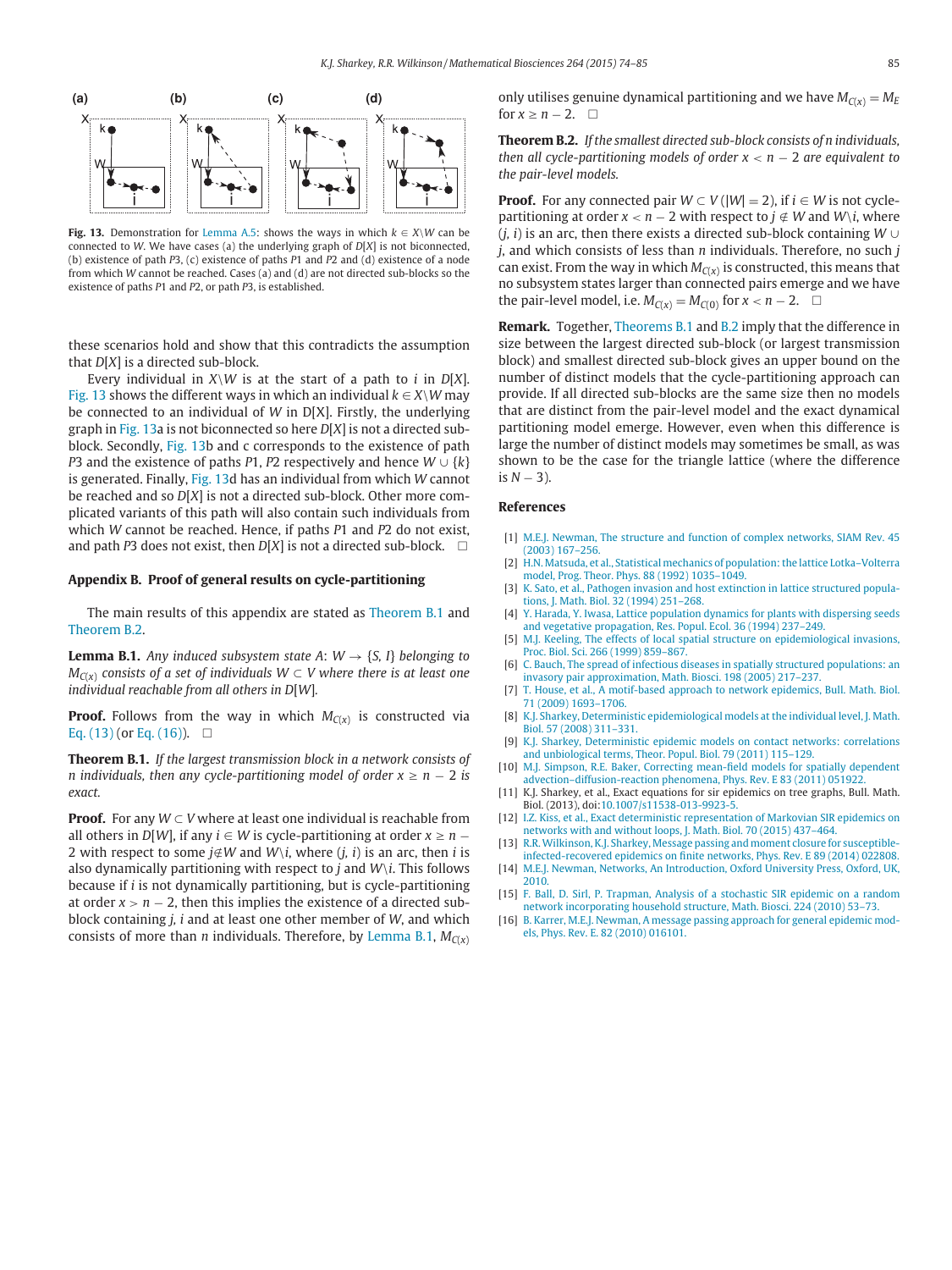(a) (b) (c) (d)

X k W i

Fig. 13. Demonstration for Lemma A.5: shows the ways in which $k \in X\backslash W$ can be connected to $W$. We have cases (a) the underlying graph of $D[X]$ is not biconnected, (b) existence of path $P3$, (c) existence of paths $P1$ and $P2$ and (d) existence of a node from which $W$ cannot be reached. Cases (a) and (d) are not directed sub-blocks so the existence of paths $P1$ and $P2$, or path $P3$, is established.

these scenarios hold and show that this contradicts the assumption that $D[X]$ is a directed sub-block.

Every individual in $X\backslash W$ is at the start of a path to $i$ in $D[X]$. Fig. 13 shows the different ways in which an individual $k \in X\backslash W$ may be connected to an individual of $W$ in D[X]. Firstly, the underlying graph in Fig. 13a is not biconnected so here $D[X]$ is not a directed sub-block. Secondly, Fig. 13b and c corresponds to the existence of path $P3$ and the existence of paths $P1$, $P2$ respectively and hence $W \cup \{k\}$ is generated. Finally, Fig. 13d has an individual from which $W$ cannot be reached and so $D[X]$ is not a directed sub-block. Other more complicated variants of this path will also contain such individuals from which $W$ cannot be reached. Hence, if paths $P1$ and $P2$ do not exist, and path $P3$ does not exist, then $D[X]$ is not a directed sub-block. □

## Appendix B. Proof of general results on cycle-partitioning

The main results of this appendix are stated as Theorem B.1 and Theorem B.2.

**Lemma B.1.** *Any induced subsystem state $A$: $W \to \{S, I\}$ belonging to $M_{C(x)}$ consists of a set of individuals $W \subset V$ where there is at least one individual reachable from all others in $D[W]$.*

**Proof.** Follows from the way in which $M_{C(x)}$ is constructed via Eq. (13) (or Eq. (16)). □

**Theorem B.1.** *If the largest transmission block in a network consists of $n$ individuals, then any cycle-partitioning model of order $x \geq n - 2$ is exact.*

**Proof.** For any $W \subset V$ where at least one individual is reachable from all others in $D[W]$, if any $i \in W$ is cycle-partitioning at order $x \geq n - 2$ with respect to some $j \notin W$ and $W\backslash i$, where $(j, i)$ is an arc, then $i$ is also dynamically partitioning with respect to $j$ and $W\backslash i$. This follows because if $i$ is not dynamically partitioning, but is cycle-partitioning at order $x > n - 2$, then this implies the existence of a directed sub-block containing $j$, $i$ and at least one other member of $W$, and which consists of more than $n$ individuals. Therefore, by Lemma B.1, $M_{C(x)}$ only utilises genuine dynamical partitioning and we have $M_{C(x)} = M_E$ for $x \geq n - 2$. □

**Theorem B.2.** *If the smallest directed sub-block consists of $n$ individuals, then all cycle-partitioning models of order $x < n - 2$ are equivalent to the pair-level models.*

**Proof.** For any connected pair $W \subset V$ ($|W| = 2$), if $i \in W$ is not cycle-partitioning at order $x < n - 2$ with respect to $j \notin W$ and $W\backslash i$, where $(j, i)$ is an arc, then there exists a directed sub-block containing $W \cup j$, and which consists of less than $n$ individuals. Therefore, no such $j$ can exist. From the way in which $M_{C(x)}$ is constructed, this means that no subsystem states larger than connected pairs emerge and we have the pair-level model, i.e. $M_{C(x)} = M_{C(0)}$ for $x < n - 2$. □

**Remark.** Together, Theorems B.1 and B.2 imply that the difference in size between the largest directed sub-block (or largest transmission block) and smallest directed sub-block gives an upper bound on the number of distinct models that the cycle-partitioning approach can provide. If all directed sub-blocks are the same size then no models that are distinct from the pair-level model and the exact dynamical partitioning model emerge. However, even when this difference is large the number of distinct models may sometimes be small, as was shown to be the case for the triangle lattice (where the difference is $N - 3$).

## References

[1] M.E.J. Newman, The structure and function of complex networks, SIAM Rev. 45 (2003) 167–256.

[2] H.N. Matsuda, et al., Statistical mechanics of population: the lattice Lotka–Volterra model, Prog. Theor. Phys. 88 (1992) 1035–1049.

[3] K. Sato, et al., Pathogen invasion and host extinction in lattice structured populations, J. Math. Biol. 32 (1994) 251–268.

[4] Y. Harada, Y. Iwasa, Lattice population dynamics for plants with dispersing seeds and vegetative propagation, Res. Popul. Ecol. 36 (1994) 237–249.

[5] M.J. Keeling, The effects of local spatial structure on epidemiological invasions, Proc. Biol. Sci. 266 (1999) 859–867.

[6] C. Bauch, The spread of infectious diseases in spatially structured populations: an invasory pair approximation, Math. Biosci. 198 (2005) 217–237.

[7] T. House, et al., A motif-based approach to network epidemics, Bull. Math. Biol. 71 (2009) 1693–1706.

[8] K.J. Sharkey, Deterministic epidemiological models at the individual level, J. Math. Biol. 57 (2008) 311–331.

[9] K.J. Sharkey, Deterministic epidemic models on contact networks: correlations and unbiological terms, Theor. Popul. Biol. 79 (2011) 115–129.

[10] M.J. Simpson, R.E. Baker, Correcting mean-field models for spatially dependent advection–diffusion-reaction phenomena, Phys. Rev. E 83 (2011) 051922.

[11] K.J. Sharkey, et al., Exact equations for SIR epidemics on tree graphs, Bull. Math. Biol. (2013), doi:10.1007/s11538-013-9923-5.

[12] I.Z. Kiss, et al., Exact deterministic representation of Markovian SIR epidemics on networks with and without loops, J. Math. Biol. 70 (2015) 437–464.

[13] R.R. Wilkinson, K.J. Sharkey, Message passing and moment closure for susceptible-infected-recovered epidemics on finite networks, Phys. Rev. E 89 (2014) 022808.

[14] M.E.J. Newman, Networks, An Introduction, Oxford University Press, Oxford, UK, 2010.

[15] F. Ball, D. Sirl, P. Trapman, Analysis of a stochastic SIR epidemic on a random network incorporating household structure, Math. Biosci. 224 (2010) 53–73.

[16] B. Karrer, M.E.J. Newman, A message passing approach for general epidemic models, Phys. Rev. E. 82 (2010) 016101.